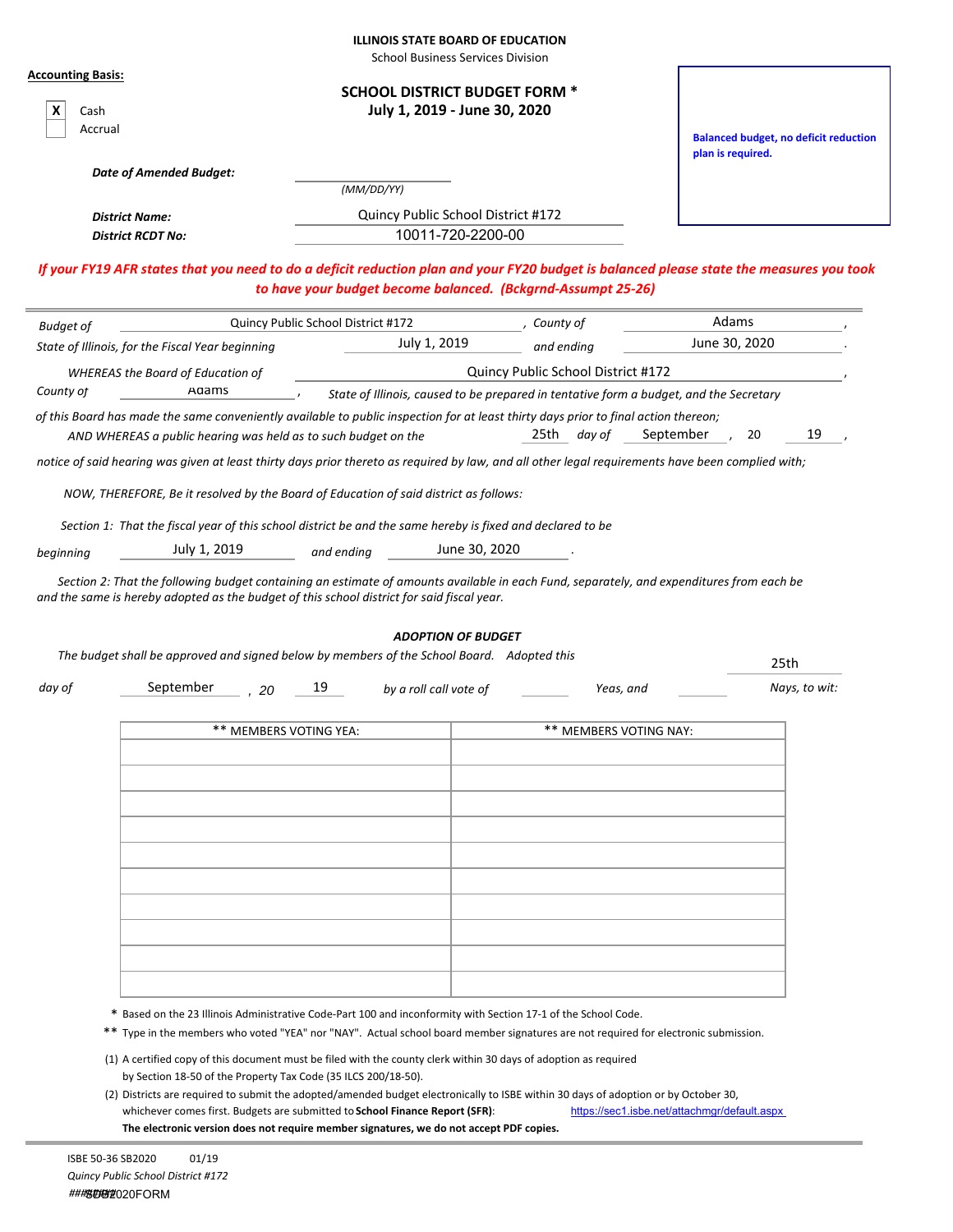**ILLINOIS STATE BOARD OF EDUCATION**
School Business Services Division

**Accounting Basis:**

| | |
|---|---|
| X | Cash |
| | Accrual |

## SCHOOL DISTRICT BUDGET FORM *
## July 1, 2019 - June 30, 2020

**Balanced budget, no deficit reduction plan is required.**

***Date of Amended Budget:*** ____________ *(MM/DD/YY)*

***District Name:*** Quincy Public School District #172

***District RCDT No:*** 10011-720-2200-00

***If your FY19 AFR states that you need to do a deficit reduction plan and your FY20 budget is balanced please state the measures you took to have your budget become balanced. (Bckgrnd-Assumpt 25-26)***

*Budget of* Quincy Public School District #172 *, County of* Adams ,
*State of Illinois, for the Fiscal Year beginning* July 1, 2019 *and ending* June 30, 2020 .

*WHEREAS the Board of Education of* Quincy Public School District #172 ,
*County of* Adams , *State of Illinois, caused to be prepared in tentative form a budget, and the Secretary of this Board has made the same conveniently available to public inspection for at least thirty days prior to final action thereon;*
*AND WHEREAS a public hearing was held as to such budget on the* 25th *day of* September , 20 19 ,
*notice of said hearing was given at least thirty days prior thereto as required by law, and all other legal requirements have been complied with;*

*NOW, THEREFORE, Be it resolved by the Board of Education of said district as follows:*

*Section 1: That the fiscal year of this school district be and the same hereby is fixed and declared to be*
*beginning* July 1, 2019 *and ending* June 30, 2020 .

*Section 2: That the following budget containing an estimate of amounts available in each Fund, separately, and expenditures from each be and the same is hereby adopted as the budget of this school district for said fiscal year.*

***ADOPTION OF BUDGET***

*The budget shall be approved and signed below by members of the School Board. Adopted this* 25th
*day of* September *, 20* 19 *by a roll call vote of* ______ *Yeas, and* ______ *Nays, to wit:*

| ** MEMBERS VOTING YEA: | ** MEMBERS VOTING NAY: |
|---|---|
| | |
| | |
| | |
| | |
| | |
| | |
| | |
| | |
| | |
| | |

\* Based on the 23 Illinois Administrative Code-Part 100 and inconformity with Section 17-1 of the School Code.

** Type in the members who voted "YEA" nor "NAY". Actual school board member signatures are not required for electronic submission.

(1) A certified copy of this document must be filed with the county clerk within 30 days of adoption as required by Section 18-50 of the Property Tax Code (35 ILCS 200/18-50).

(2) Districts are required to submit the adopted/amended budget electronically to ISBE within 30 days of adoption or by October 30, whichever comes first. Budgets are submitted to **School Finance Report (SFR)**: https://sec1.isbe.net/attachmgr/default.aspx
**The electronic version does not require member signatures, we do not accept PDF copies.**

ISBE 50-36 SB2020 01/19
*Quincy Public School District #172*
SB2020FORM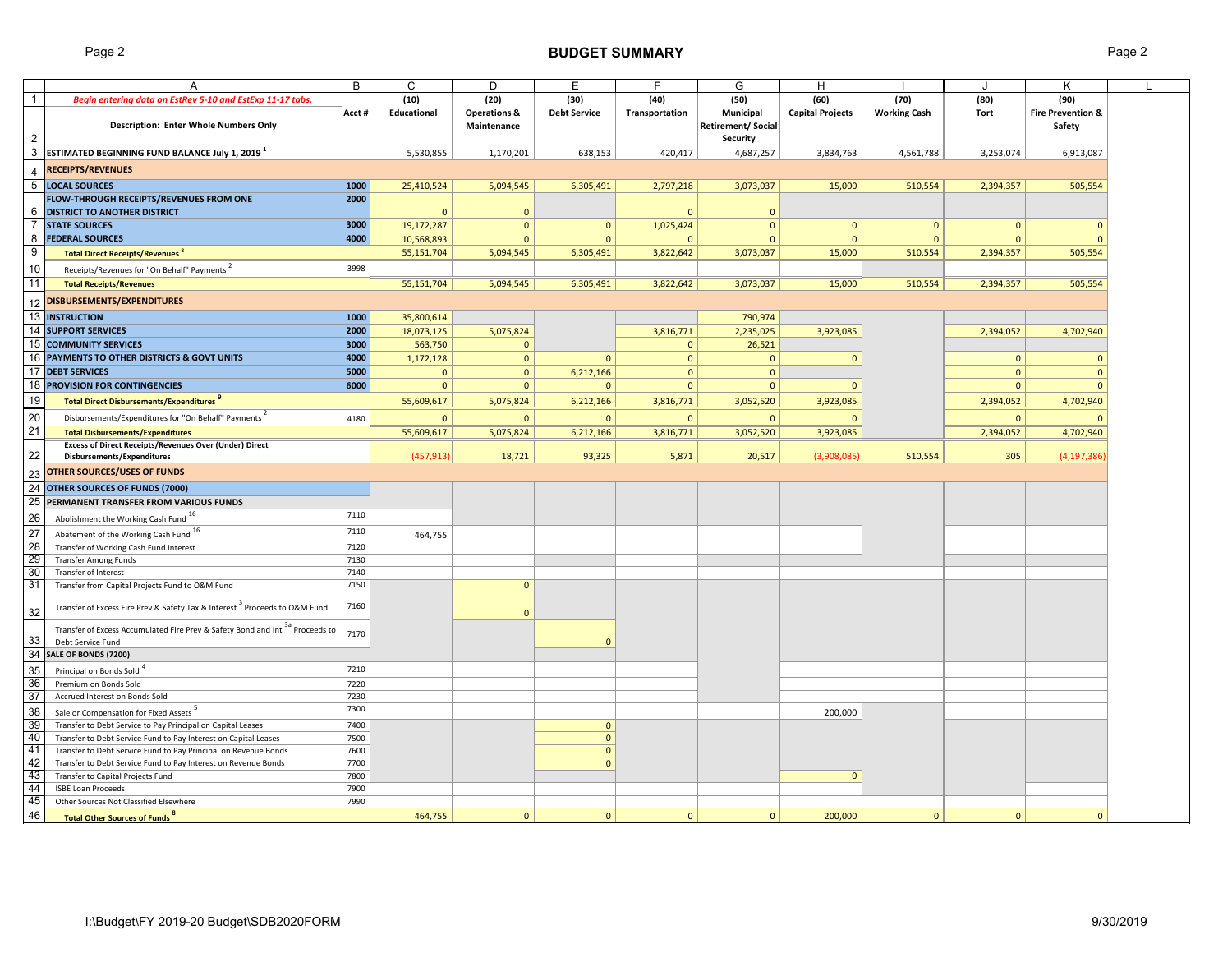# BUDGET SUMMARY

| | A | B | C | D | E | F | G | H | I | J | K |
|---|---|---|---|---|---|---|---|---|---|---|---|
| 1 | *Begin entering data on EstRev 5-10 and EstExp 11-17 tabs.* | Acct # | (10) | (20) | (30) | (40) | (50) | (60) | (70) | (80) | (90) |
| 2 | Description: Enter Whole Numbers Only | | Educational | Operations & Maintenance | Debt Service | Transportation | Municipal Retirement/ Social Security | Capital Projects | Working Cash | Tort | Fire Prevention & Safety |
| 3 | **ESTIMATED BEGINNING FUND BALANCE July 1, 2019** [1] | | 5,530,855 | 1,170,201 | 638,153 | 420,417 | 4,687,257 | 3,834,763 | 4,561,788 | 3,253,074 | 6,913,087 |
| 4 | **RECEIPTS/REVENUES** | | | | | | | | | | |
| 5 | **LOCAL SOURCES** | 1000 | 25,410,524 | 5,094,545 | 6,305,491 | 2,797,218 | 3,073,037 | 15,000 | 510,554 | 2,394,357 | 505,554 |
| 6 | **FLOW-THROUGH RECEIPTS/REVENUES FROM ONE DISTRICT TO ANOTHER DISTRICT** | 2000 | 0 | 0 | | 0 | 0 | | | | |
| 7 | **STATE SOURCES** | 3000 | 19,172,287 | 0 | 0 | 1,025,424 | 0 | 0 | 0 | 0 | 0 |
| 8 | **FEDERAL SOURCES** | 4000 | 10,568,893 | 0 | 0 | 0 | 0 | 0 | 0 | 0 | 0 |
| 9 | **Total Direct Receipts/Revenues** [8] | | 55,151,704 | 5,094,545 | 6,305,491 | 3,822,642 | 3,073,037 | 15,000 | 510,554 | 2,394,357 | 505,554 |
| 10 | Receipts/Revenues for "On Behalf" Payments [2] | 3998 | | | | | | | | | |
| 11 | **Total Receipts/Revenues** | | 55,151,704 | 5,094,545 | 6,305,491 | 3,822,642 | 3,073,037 | 15,000 | 510,554 | 2,394,357 | 505,554 |
| 12 | **DISBURSEMENTS/EXPENDITURES** | | | | | | | | | | |
| 13 | **INSTRUCTION** | 1000 | 35,800,614 | | | | 790,974 | | | | |
| 14 | **SUPPORT SERVICES** | 2000 | 18,073,125 | 5,075,824 | | 3,816,771 | 2,235,025 | 3,923,085 | | 2,394,052 | 4,702,940 |
| 15 | **COMMUNITY SERVICES** | 3000 | 563,750 | 0 | | 0 | 26,521 | | | | |
| 16 | **PAYMENTS TO OTHER DISTRICTS & GOVT UNITS** | 4000 | 1,172,128 | 0 | 0 | 0 | 0 | 0 | | 0 | 0 |
| 17 | **DEBT SERVICES** | 5000 | 0 | 0 | 6,212,166 | 0 | 0 | | | 0 | 0 |
| 18 | **PROVISION FOR CONTINGENCIES** | 6000 | 0 | 0 | 0 | 0 | 0 | 0 | | 0 | 0 |
| 19 | **Total Direct Disbursements/Expenditures** [9] | | 55,609,617 | 5,075,824 | 6,212,166 | 3,816,771 | 3,052,520 | 3,923,085 | | 2,394,052 | 4,702,940 |
| 20 | Disbursements/Expenditures for "On Behalf" Payments [2] | 4180 | 0 | 0 | 0 | 0 | 0 | 0 | | 0 | 0 |
| 21 | **Total Disbursements/Expenditures** | | 55,609,617 | 5,075,824 | 6,212,166 | 3,816,771 | 3,052,520 | 3,923,085 | | 2,394,052 | 4,702,940 |
| 22 | **Excess of Direct Receipts/Revenues Over (Under) Direct Disbursements/Expenditures** | | (457,913) | 18,721 | 93,325 | 5,871 | 20,517 | (3,908,085) | 510,554 | 305 | (4,197,386) |
| 23 | **OTHER SOURCES/USES OF FUNDS** | | | | | | | | | | |
| 24 | **OTHER SOURCES OF FUNDS (7000)** | | | | | | | | | | |
| 25 | **PERMANENT TRANSFER FROM VARIOUS FUNDS** | | | | | | | | | | |
| 26 | Abolishment the Working Cash Fund [16] | 7110 | | | | | | | | | |
| 27 | Abatement of the Working Cash Fund [16] | 7110 | 464,755 | | | | | | | | |
| 28 | Transfer of Working Cash Fund Interest | 7120 | | | | | | | | | |
| 29 | Transfer Among Funds | 7130 | | | | | | | | | |
| 30 | Transfer of Interest | 7140 | | | | | | | | | |
| 31 | Transfer from Capital Projects Fund to O&M Fund | 7150 | | 0 | | | | | | | |
| 32 | Transfer of Excess Fire Prev & Safety Tax & Interest [3] Proceeds to O&M Fund | 7160 | | 0 | | | | | | | |
| 33 | Transfer of Excess Accumulated Fire Prev & Safety Bond and Int [3a] Proceeds to Debt Service Fund | 7170 | | | 0 | | | | | | |
| 34 | **SALE OF BONDS (7200)** | | | | | | | | | | |
| 35 | Principal on Bonds Sold [4] | 7210 | | | | | | | | | |
| 36 | Premium on Bonds Sold | 7220 | | | | | | | | | |
| 37 | Accrued Interest on Bonds Sold | 7230 | | | | | | | | | |
| 38 | Sale or Compensation for Fixed Assets [5] | 7300 | | | | | | 200,000 | | | |
| 39 | Transfer to Debt Service to Pay Principal on Capital Leases | 7400 | | | 0 | | | | | | |
| 40 | Transfer to Debt Service Fund to Pay Interest on Capital Leases | 7500 | | | 0 | | | | | | |
| 41 | Transfer to Debt Service Fund to Pay Principal on Revenue Bonds | 7600 | | | 0 | | | | | | |
| 42 | Transfer to Debt Service Fund to Pay Interest on Revenue Bonds | 7700 | | | 0 | | | | | | |
| 43 | Transfer to Capital Projects Fund | 7800 | | | | | | 0 | | | |
| 44 | ISBE Loan Proceeds | 7900 | | | | | | | | | |
| 45 | Other Sources Not Classified Elsewhere | 7990 | | | | | | | | | |
| 46 | **Total Other Sources of Funds** [8] | | 464,755 | 0 | 0 | 0 | 0 | 200,000 | 0 | 0 | 0 |

I:\Budget\FY 2019-20 Budget\SDB2020FORM 9/30/2019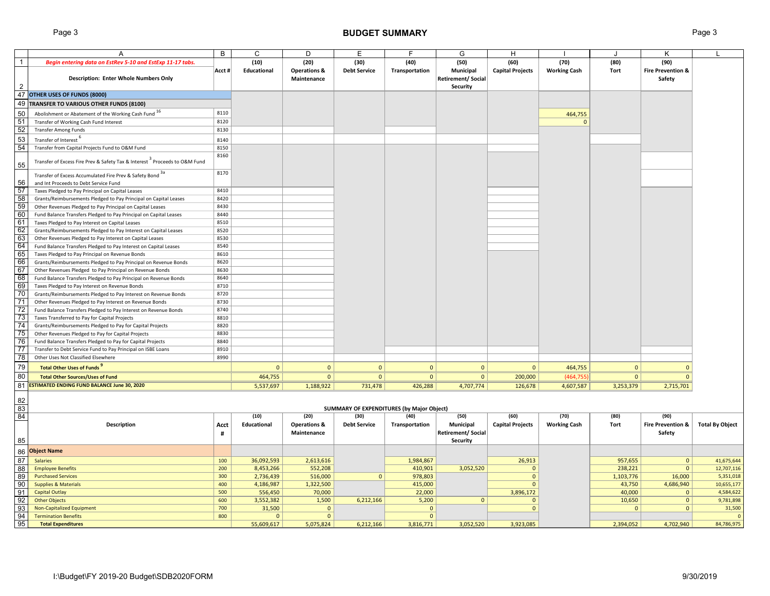## BUDGET SUMMARY

| | A | B | C | D | E | F | G | H | I | J | K |
|---|---|---|---|---|---|---|---|---|---|---|---|
| 1 | *Begin entering data on EstRev 5-10 and EstExp 11-17 tabs.* | Acct # | (10) Educational | (20) Operations & Maintenance | (30) Debt Service | (40) Transportation | (50) Municipal Retirement/ Social Security | (60) Capital Projects | (70) Working Cash | (80) Tort | (90) Fire Prevention & Safety |
| 2 | Description: Enter Whole Numbers Only | | | | | | | | | | |
| 47 | **OTHER USES OF FUNDS (8000)** | | | | | | | | | | |
| 49 | **TRANSFER TO VARIOUS OTHER FUNDS (8100)** | | | | | | | | | | |
| 50 | Abolishment or Abatement of the Working Cash Fund [16] | 8110 | | | | | | | 464,755 | | |
| 51 | Transfer of Working Cash Fund Interest | 8120 | | | | | | | 0 | | |
| 52 | Transfer Among Funds | 8130 | | | | | | | | | |
| 53 | Transfer of Interest [6] | 8140 | | | | | | | | | |
| 54 | Transfer from Capital Projects Fund to O&M Fund | 8150 | | | | | | | | | |
| 55 | Transfer of Excess Fire Prev & Safety Tax & Interest [3] Proceeds to O&M Fund | 8160 | | | | | | | | | |
| 56 | Transfer of Excess Accumulated Fire Prev & Safety Bond [3a] and Int Proceeds to Debt Service Fund | 8170 | | | | | | | | | |
| 57 | Taxes Pledged to Pay Principal on Capital Leases | 8410 | | | | | | | | | |
| 58 | Grants/Reimbursements Pledged to Pay Principal on Capital Leases | 8420 | | | | | | | | | |
| 59 | Other Revenues Pledged to Pay Principal on Capital Leases | 8430 | | | | | | | | | |
| 60 | Fund Balance Transfers Pledged to Pay Principal on Capital Leases | 8440 | | | | | | | | | |
| 61 | Taxes Pledged to Pay Interest on Capital Leases | 8510 | | | | | | | | | |
| 62 | Grants/Reimbursements Pledged to Pay Interest on Capital Leases | 8520 | | | | | | | | | |
| 63 | Other Revenues Pledged to Pay Interest on Capital Leases | 8530 | | | | | | | | | |
| 64 | Fund Balance Transfers Pledged to Pay Interest on Capital Leases | 8540 | | | | | | | | | |
| 65 | Taxes Pledged to Pay Principal on Revenue Bonds | 8610 | | | | | | | | | |
| 66 | Grants/Reimbursements Pledged to Pay Principal on Revenue Bonds | 8620 | | | | | | | | | |
| 67 | Other Revenues Pledged to Pay Principal on Revenue Bonds | 8630 | | | | | | | | | |
| 68 | Fund Balance Transfers Pledged to Pay Principal on Revenue Bonds | 8640 | | | | | | | | | |
| 69 | Taxes Pledged to Pay Interest on Revenue Bonds | 8710 | | | | | | | | | |
| 70 | Grants/Reimbursements Pledged to Pay Interest on Revenue Bonds | 8720 | | | | | | | | | |
| 71 | Other Revenues Pledged to Pay Interest on Revenue Bonds | 8730 | | | | | | | | | |
| 72 | Fund Balance Transfers Pledged to Pay Interest on Revenue Bonds | 8740 | | | | | | | | | |
| 73 | Taxes Transferred to Pay for Capital Projects | 8810 | | | | | | | | | |
| 74 | Grants/Reimbursements Pledged to Pay for Capital Projects | 8820 | | | | | | | | | |
| 75 | Other Revenues Pledged to Pay for Capital Projects | 8830 | | | | | | | | | |
| 76 | Fund Balance Transfers Pledged to Pay for Capital Projects | 8840 | | | | | | | | | |
| 77 | Transfer to Debt Service Fund to Pay Principal on ISBE Loans | 8910 | | | | | | | | | |
| 78 | Other Uses Not Classified Elsewhere | 8990 | | | | | | | | | |
| 79 | **Total Other Uses of Funds [9]** | | 0 | 0 | 0 | 0 | 0 | 0 | 464,755 | 0 | 0 |
| 80 | **Total Other Sources/Uses of Fund** | | 464,755 | 0 | 0 | 0 | 0 | 200,000 | (464,755) | 0 | 0 |
| 81 | **ESTIMATED ENDING FUND BALANCE June 30, 2020** | | 5,537,697 | 1,188,922 | 731,478 | 426,288 | 4,707,774 | 126,678 | 4,607,587 | 3,253,379 | 2,715,701 |

### SUMMARY OF EXPENDITURES (by Major Object)

| | Description | Acct # | (10) Educational | (20) Operations & Maintenance | (30) Debt Service | (40) Transportation | (50) Municipal Retirement/ Social Security | (60) Capital Projects | (70) Working Cash | (80) Tort | (90) Fire Prevention & Safety | Total By Object |
|---|---|---|---|---|---|---|---|---|---|---|---|---|
| 86 | **Object Name** | | | | | | | | | | | |
| 87 | Salaries | 100 | 36,092,593 | 2,613,616 | | 1,984,867 | | 26,913 | | 957,655 | 0 | 41,675,644 |
| 88 | Employee Benefits | 200 | 8,453,266 | 552,208 | | 410,901 | 3,052,520 | 0 | | 238,221 | 0 | 12,707,116 |
| 89 | Purchased Services | 300 | 2,736,439 | 516,000 | 0 | 978,803 | | 0 | | 1,103,776 | 16,000 | 5,351,018 |
| 90 | Supplies & Materials | 400 | 4,186,987 | 1,322,500 | | 415,000 | | 0 | | 43,750 | 4,686,940 | 10,655,177 |
| 91 | Capital Outlay | 500 | 556,450 | 70,000 | | 22,000 | | 3,896,172 | | 40,000 | 0 | 4,584,622 |
| 92 | Other Objects | 600 | 3,552,382 | 1,500 | 6,212,166 | 5,200 | 0 | 0 | | 10,650 | 0 | 9,781,898 |
| 93 | Non-Capitalized Equipment | 700 | 31,500 | 0 | | 0 | | 0 | | 0 | 0 | 31,500 |
| 94 | Termination Benefits | 800 | 0 | 0 | | 0 | | | | | | 0 |
| 95 | **Total Expenditures** | | 55,609,617 | 5,075,824 | 6,212,166 | 3,816,771 | 3,052,520 | 3,923,085 | | 2,394,052 | 4,702,940 | 84,786,975 |

I:\Budget\FY 2019-20 Budget\SDB2020FORM

9/30/2019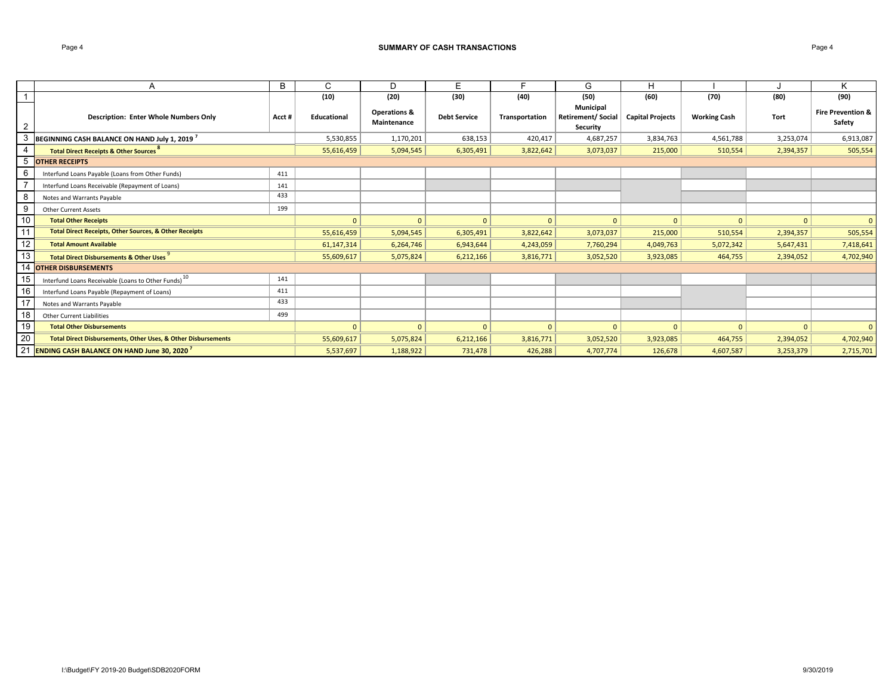## SUMMARY OF CASH TRANSACTIONS

| | A | B | C | D | E | F | G | H | I | J | K |
|---|---|---|---|---|---|---|---|---|---|---|---|
| 1 | | | (10) | (20) | (30) | (40) | (50) | (60) | (70) | (80) | (90) |
| 2 | **Description: Enter Whole Numbers Only** | **Acct #** | **Educational** | **Operations & Maintenance** | **Debt Service** | **Transportation** | **Municipal Retirement/ Social Security** | **Capital Projects** | **Working Cash** | **Tort** | **Fire Prevention & Safety** |
| 3 | **BEGINNING CASH BALANCE ON HAND July 1, 2019** [7] | | 5,530,855 | 1,170,201 | 638,153 | 420,417 | 4,687,257 | 3,834,763 | 4,561,788 | 3,253,074 | 6,913,087 |
| 4 | **Total Direct Receipts & Other Sources** [8] | | 55,616,459 | 5,094,545 | 6,305,491 | 3,822,642 | 3,073,037 | 215,000 | 510,554 | 2,394,357 | 505,554 |
| 5 | **OTHER RECEIPTS** | | | | | | | | | | |
| 6 | Interfund Loans Payable (Loans from Other Funds) | 411 | | | | | | | | | |
| 7 | Interfund Loans Receivable (Repayment of Loans) | 141 | | | | | | | | | |
| 8 | Notes and Warrants Payable | 433 | | | | | | | | | |
| 9 | Other Current Assets | 199 | | | | | | | | | |
| 10 | **Total Other Receipts** | | 0 | 0 | 0 | 0 | 0 | 0 | 0 | 0 | 0 |
| 11 | **Total Direct Receipts, Other Sources, & Other Receipts** | | 55,616,459 | 5,094,545 | 6,305,491 | 3,822,642 | 3,073,037 | 215,000 | 510,554 | 2,394,357 | 505,554 |
| 12 | **Total Amount Available** | | 61,147,314 | 6,264,746 | 6,943,644 | 4,243,059 | 7,760,294 | 4,049,763 | 5,072,342 | 5,647,431 | 7,418,641 |
| 13 | **Total Direct Disbursements & Other Uses** [9] | | 55,609,617 | 5,075,824 | 6,212,166 | 3,816,771 | 3,052,520 | 3,923,085 | 464,755 | 2,394,052 | 4,702,940 |
| 14 | **OTHER DISBURSEMENTS** | | | | | | | | | | |
| 15 | Interfund Loans Receivable (Loans to Other Funds) [10] | 141 | | | | | | | | | |
| 16 | Interfund Loans Payable (Repayment of Loans) | 411 | | | | | | | | | |
| 17 | Notes and Warrants Payable | 433 | | | | | | | | | |
| 18 | Other Current Liabilities | 499 | | | | | | | | | |
| 19 | **Total Other Disbursements** | | 0 | 0 | 0 | 0 | 0 | 0 | 0 | 0 | 0 |
| 20 | **Total Direct Disbursements, Other Uses, & Other Disbursements** | | 55,609,617 | 5,075,824 | 6,212,166 | 3,816,771 | 3,052,520 | 3,923,085 | 464,755 | 2,394,052 | 4,702,940 |
| 21 | **ENDING CASH BALANCE ON HAND June 30, 2020** [7] | | 5,537,697 | 1,188,922 | 731,478 | 426,288 | 4,707,774 | 126,678 | 4,607,587 | 3,253,379 | 2,715,701 |

I:\Budget\FY 2019-20 Budget\SDB2020FORM 9/30/2019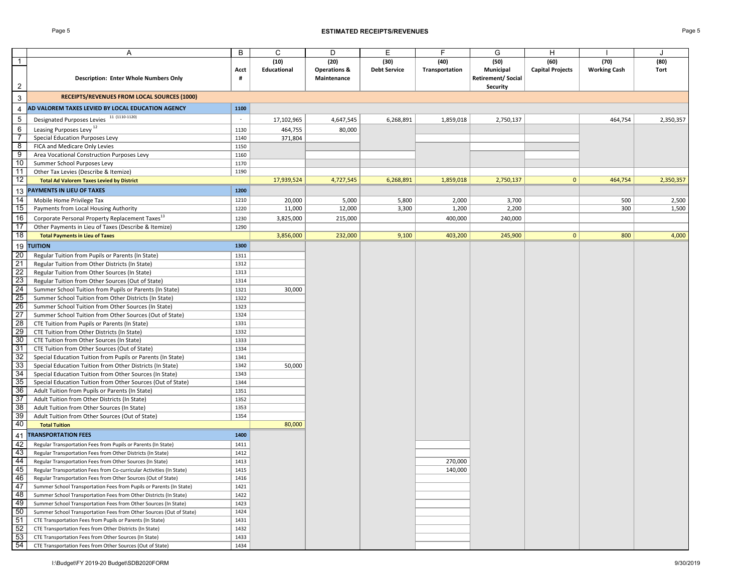## ESTIMATED RECEIPTS/REVENUES

| | A | B | C | D | E | F | G | H | I | J |
|---|---|---|---|---|---|---|---|---|---|---|
| 1 | | | (10) | (20) | (30) | (40) | (50) | (60) | (70) | (80) |
| 2 | **Description: Enter Whole Numbers Only** | **Acct #** | **Educational** | **Operations & Maintenance** | **Debt Service** | **Transportation** | **Municipal Retirement/ Social Security** | **Capital Projects** | **Working Cash** | **Tort** |
| 3 | **RECEIPTS/REVENUES FROM LOCAL SOURCES (1000)** | | | | | | | | | |
| 4 | **AD VALOREM TAXES LEVIED BY LOCAL EDUCATION AGENCY** | **1100** | | | | | | | | |
| 5 | Designated Purposes Levies [11] (1110-1120) | - | 17,102,965 | 4,647,545 | 6,268,891 | 1,859,018 | 2,750,137 | | 464,754 | 2,350,357 |
| 6 | Leasing Purposes Levy [12] | 1130 | 464,755 | 80,000 | | | | | | |
| 7 | Special Education Purposes Levy | 1140 | 371,804 | | | | | | | |
| 8 | FICA and Medicare Only Levies | 1150 | | | | | | | | |
| 9 | Area Vocational Construction Purposes Levy | 1160 | | | | | | | | |
| 10 | Summer School Purposes Levy | 1170 | | | | | | | | |
| 11 | Other Tax Levies (Describe & Itemize) | 1190 | | | | | | | | |
| 12 | **Total Ad Valorem Taxes Levied by District** | | 17,939,524 | 4,727,545 | 6,268,891 | 1,859,018 | 2,750,137 | 0 | 464,754 | 2,350,357 |
| 13 | **PAYMENTS IN LIEU OF TAXES** | **1200** | | | | | | | | |
| 14 | Mobile Home Privilege Tax | 1210 | 20,000 | 5,000 | 5,800 | 2,000 | 3,700 | | 500 | 2,500 |
| 15 | Payments from Local Housing Authority | 1220 | 11,000 | 12,000 | 3,300 | 1,200 | 2,200 | | 300 | 1,500 |
| 16 | Corporate Personal Property Replacement Taxes [13] | 1230 | 3,825,000 | 215,000 | | 400,000 | 240,000 | | | |
| 17 | Other Payments in Lieu of Taxes (Describe & Itemize) | 1290 | | | | | | | | |
| 18 | **Total Payments in Lieu of Taxes** | | 3,856,000 | 232,000 | 9,100 | 403,200 | 245,900 | 0 | 800 | 4,000 |
| 19 | **TUITION** | **1300** | | | | | | | | |
| 20 | Regular Tuition from Pupils or Parents (In State) | 1311 | | | | | | | | |
| 21 | Regular Tuition from Other Districts (In State) | 1312 | | | | | | | | |
| 22 | Regular Tuition from Other Sources (In State) | 1313 | | | | | | | | |
| 23 | Regular Tuition from Other Sources (Out of State) | 1314 | | | | | | | | |
| 24 | Summer School Tuition from Pupils or Parents (In State) | 1321 | 30,000 | | | | | | | |
| 25 | Summer School Tuition from Other Districts (In State) | 1322 | | | | | | | | |
| 26 | Summer School Tuition from Other Sources (In State) | 1323 | | | | | | | | |
| 27 | Summer School Tuition from Other Sources (Out of State) | 1324 | | | | | | | | |
| 28 | CTE Tuition from Pupils or Parents (In State) | 1331 | | | | | | | | |
| 29 | CTE Tuition from Other Districts (In State) | 1332 | | | | | | | | |
| 30 | CTE Tuition from Other Sources (In State) | 1333 | | | | | | | | |
| 31 | CTE Tuition from Other Sources (Out of State) | 1334 | | | | | | | | |
| 32 | Special Education Tuition from Pupils or Parents (In State) | 1341 | | | | | | | | |
| 33 | Special Education Tuition from Other Districts (In State) | 1342 | 50,000 | | | | | | | |
| 34 | Special Education Tuition from Other Sources (In State) | 1343 | | | | | | | | |
| 35 | Special Education Tuition from Other Sources (Out of State) | 1344 | | | | | | | | |
| 36 | Adult Tuition from Pupils or Parents (In State) | 1351 | | | | | | | | |
| 37 | Adult Tuition from Other Districts (In State) | 1352 | | | | | | | | |
| 38 | Adult Tuition from Other Sources (In State) | 1353 | | | | | | | | |
| 39 | Adult Tuition from Other Sources (Out of State) | 1354 | | | | | | | | |
| 40 | **Total Tuition** | | 80,000 | | | | | | | |
| 41 | **TRANSPORTATION FEES** | **1400** | | | | | | | | |
| 42 | Regular Transportation Fees from Pupils or Parents (In State) | 1411 | | | | | | | | |
| 43 | Regular Transportation Fees from Other Districts (In State) | 1412 | | | | | | | | |
| 44 | Regular Transportation Fees from Other Sources (In State) | 1413 | | | | 270,000 | | | | |
| 45 | Regular Transportation Fees from Co-curricular Activities (In State) | 1415 | | | | 140,000 | | | | |
| 46 | Regular Transportation Fees from Other Sources (Out of State) | 1416 | | | | | | | | |
| 47 | Summer School Transportation Fees from Pupils or Parents (In State) | 1421 | | | | | | | | |
| 48 | Summer School Transportation Fees from Other Districts (In State) | 1422 | | | | | | | | |
| 49 | Summer School Transportation Fees from Other Sources (In State) | 1423 | | | | | | | | |
| 50 | Summer School Transportation Fees from Other Sources (Out of State) | 1424 | | | | | | | | |
| 51 | CTE Transportation Fees from Pupils or Parents (In State) | 1431 | | | | | | | | |
| 52 | CTE Transportation Fees from Other Districts (In State) | 1432 | | | | | | | | |
| 53 | CTE Transportation Fees from Other Sources (In State) | 1433 | | | | | | | | |
| 54 | CTE Transportation Fees from Other Sources (Out of State) | 1434 | | | | | | | | |

I:\Budget\FY 2019-20 Budget\SDB2020FORM

9/30/2019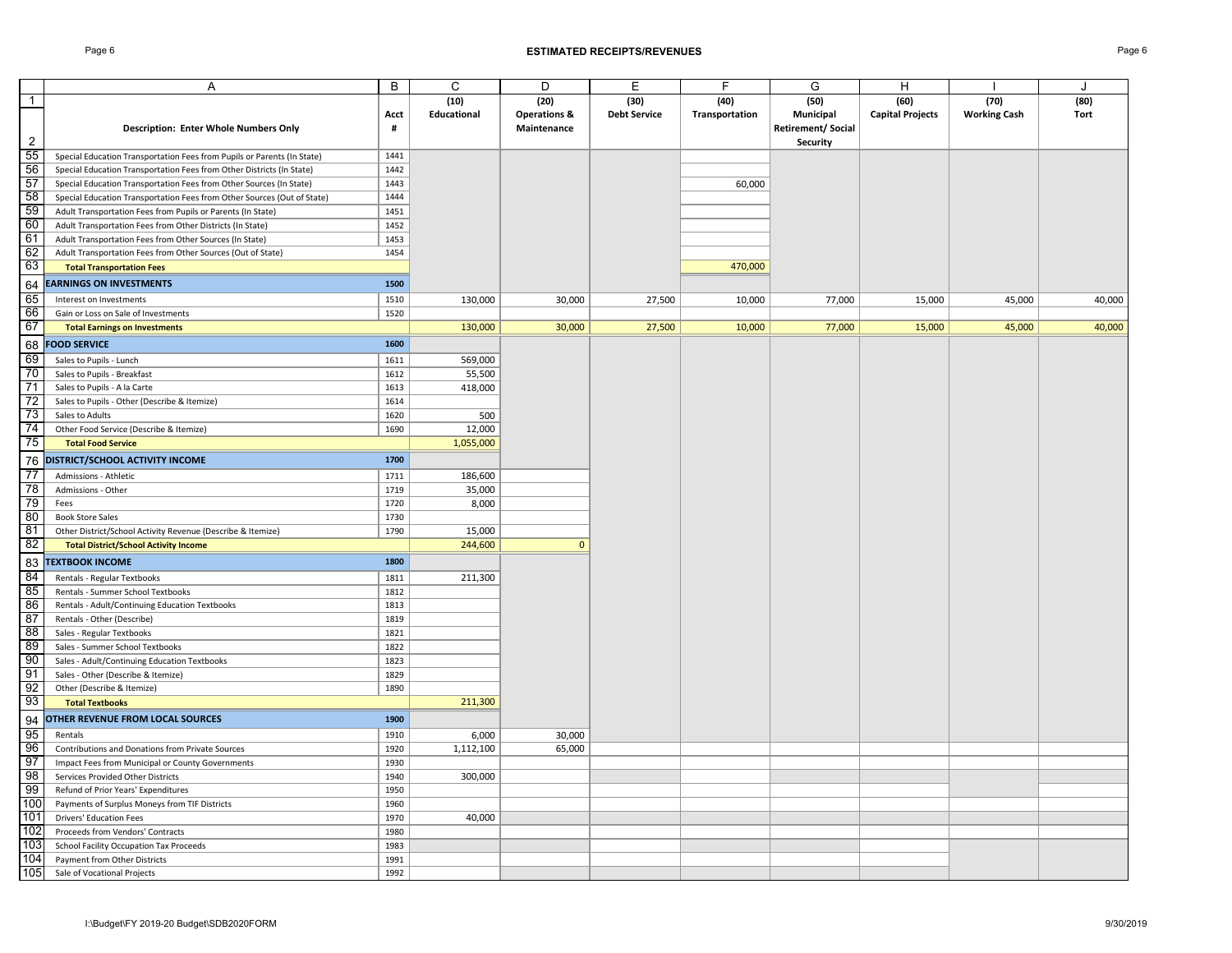## ESTIMATED RECEIPTS/REVENUES

| | A | B | C | D | E | F | G | H | I | J |
|---|---|---|---|---|---|---|---|---|---|---|
| 1 | | | (10) | (20) | (30) | (40) | (50) | (60) | (70) | (80) |
| 2 | **Description: Enter Whole Numbers Only** | **Acct #** | **Educational** | **Operations & Maintenance** | **Debt Service** | **Transportation** | **Municipal Retirement/ Social Security** | **Capital Projects** | **Working Cash** | **Tort** |
| 55 | Special Education Transportation Fees from Pupils or Parents (In State) | 1441 | | | | | | | | |
| 56 | Special Education Transportation Fees from Other Districts (In State) | 1442 | | | | | | | | |
| 57 | Special Education Transportation Fees from Other Sources (In State) | 1443 | | | | 60,000 | | | | |
| 58 | Special Education Transportation Fees from Other Sources (Out of State) | 1444 | | | | | | | | |
| 59 | Adult Transportation Fees from Pupils or Parents (In State) | 1451 | | | | | | | | |
| 60 | Adult Transportation Fees from Other Districts (In State) | 1452 | | | | | | | | |
| 61 | Adult Transportation Fees from Other Sources (In State) | 1453 | | | | | | | | |
| 62 | Adult Transportation Fees from Other Sources (Out of State) | 1454 | | | | | | | | |
| 63 | **Total Transportation Fees** | | | | | 470,000 | | | | |
| 64 | **EARNINGS ON INVESTMENTS** | **1500** | | | | | | | | |
| 65 | Interest on Investments | 1510 | 130,000 | 30,000 | 27,500 | 10,000 | 77,000 | 15,000 | 45,000 | 40,000 |
| 66 | Gain or Loss on Sale of Investments | 1520 | | | | | | | | |
| 67 | **Total Earnings on Investments** | | 130,000 | 30,000 | 27,500 | 10,000 | 77,000 | 15,000 | 45,000 | 40,000 |
| 68 | **FOOD SERVICE** | **1600** | | | | | | | | |
| 69 | Sales to Pupils - Lunch | 1611 | 569,000 | | | | | | | |
| 70 | Sales to Pupils - Breakfast | 1612 | 55,500 | | | | | | | |
| 71 | Sales to Pupils - A la Carte | 1613 | 418,000 | | | | | | | |
| 72 | Sales to Pupils - Other (Describe & Itemize) | 1614 | | | | | | | | |
| 73 | Sales to Adults | 1620 | 500 | | | | | | | |
| 74 | Other Food Service (Describe & Itemize) | 1690 | 12,000 | | | | | | | |
| 75 | **Total Food Service** | | 1,055,000 | | | | | | | |
| 76 | **DISTRICT/SCHOOL ACTIVITY INCOME** | **1700** | | | | | | | | |
| 77 | Admissions - Athletic | 1711 | 186,600 | | | | | | | |
| 78 | Admissions - Other | 1719 | 35,000 | | | | | | | |
| 79 | Fees | 1720 | 8,000 | | | | | | | |
| 80 | Book Store Sales | 1730 | | | | | | | | |
| 81 | Other District/School Activity Revenue (Describe & Itemize) | 1790 | 15,000 | | | | | | | |
| 82 | **Total District/School Activity Income** | | 244,600 | 0 | | | | | | |
| 83 | **TEXTBOOK INCOME** | **1800** | | | | | | | | |
| 84 | Rentals - Regular Textbooks | 1811 | 211,300 | | | | | | | |
| 85 | Rentals - Summer School Textbooks | 1812 | | | | | | | | |
| 86 | Rentals - Adult/Continuing Education Textbooks | 1813 | | | | | | | | |
| 87 | Rentals - Other (Describe) | 1819 | | | | | | | | |
| 88 | Sales - Regular Textbooks | 1821 | | | | | | | | |
| 89 | Sales - Summer School Textbooks | 1822 | | | | | | | | |
| 90 | Sales - Adult/Continuing Education Textbooks | 1823 | | | | | | | | |
| 91 | Sales - Other (Describe & Itemize) | 1829 | | | | | | | | |
| 92 | Other (Describe & Itemize) | 1890 | | | | | | | | |
| 93 | **Total Textbooks** | | 211,300 | | | | | | | |
| 94 | **OTHER REVENUE FROM LOCAL SOURCES** | **1900** | | | | | | | | |
| 95 | Rentals | 1910 | 6,000 | 30,000 | | | | | | |
| 96 | Contributions and Donations from Private Sources | 1920 | 1,112,100 | 65,000 | | | | | | |
| 97 | Impact Fees from Municipal or County Governments | 1930 | | | | | | | | |
| 98 | Services Provided Other Districts | 1940 | 300,000 | | | | | | | |
| 99 | Refund of Prior Years' Expenditures | 1950 | | | | | | | | |
| 100 | Payments of Surplus Moneys from TIF Districts | 1960 | | | | | | | | |
| 101 | Drivers' Education Fees | 1970 | 40,000 | | | | | | | |
| 102 | Proceeds from Vendors' Contracts | 1980 | | | | | | | | |
| 103 | School Facility Occupation Tax Proceeds | 1983 | | | | | | | | |
| 104 | Payment from Other Districts | 1991 | | | | | | | | |
| 105 | Sale of Vocational Projects | 1992 | | | | | | | | |

I:\Budget\FY 2019-20 Budget\SDB2020FORM 9/30/2019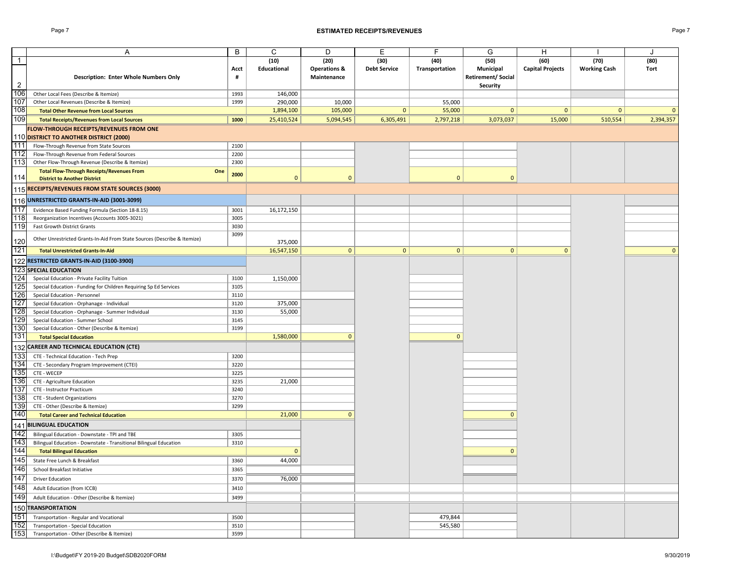## ESTIMATED RECEIPTS/REVENUES

| | A | B | C | D | E | F | G | H | I | J |
|---|---|---|---|---|---|---|---|---|---|---|
| 1 2 | Description: Enter Whole Numbers Only | Acct # | (10) Educational | (20) Operations & Maintenance | (30) Debt Service | (40) Transportation | (50) Municipal Retirement/ Social Security | (60) Capital Projects | (70) Working Cash | (80) Tort |
| 106 | Other Local Fees (Describe & Itemize) | 1993 | 146,000 | | | | | | | |
| 107 | Other Local Revenues (Describe & Itemize) | 1999 | 290,000 | 10,000 | | 55,000 | | | | |
| 108 | **Total Other Revenue from Local Sources** | | 1,894,100 | 105,000 | 0 | 55,000 | 0 | 0 | 0 | 0 |
| 109 | **Total Receipts/Revenues from Local Sources** | **1000** | 25,410,524 | 5,094,545 | 6,305,491 | 2,797,218 | 3,073,037 | 15,000 | 510,554 | 2,394,357 |
| 110 | **FLOW-THROUGH RECEIPTS/REVENUES FROM ONE DISTRICT TO ANOTHER DISTRICT (2000)** | | | | | | | | | |
| 111 | Flow-Through Revenue from State Sources | 2100 | | | | | | | | |
| 112 | Flow-Through Revenue from Federal Sources | 2200 | | | | | | | | |
| 113 | Other Flow-Through Revenue (Describe & Itemize) | 2300 | | | | | | | | |
| 114 | **Total Flow-Through Receipts/Revenues From One District to Another District** | **2000** | 0 | 0 | | 0 | 0 | | | |
| 115 | **RECEIPTS/REVENUES FROM STATE SOURCES (3000)** | | | | | | | | | |
| 116 | **UNRESTRICTED GRANTS-IN-AID (3001-3099)** | | | | | | | | | |
| 117 | Evidence Based Funding Formula (Section 18-8.15) | 3001 | 16,172,150 | | | | | | | |
| 118 | Reorganization Incentives (Accounts 3005-3021) | 3005 | | | | | | | | |
| 119 | Fast Growth District Grants | 3030 | | | | | | | | |
| 120 | Other Unrestricted Grants-In-Aid From State Sources (Describe & Itemize) | 3099 | 375,000 | | | | | | | |
| 121 | **Total Unrestricted Grants-In-Aid** | | 16,547,150 | 0 | 0 | 0 | 0 | 0 | | 0 |
| 122 | **RESTRICTED GRANTS-IN-AID (3100-3900)** | | | | | | | | | |
| 123 | **SPECIAL EDUCATION** | | | | | | | | | |
| 124 | Special Education - Private Facility Tuition | 3100 | 1,150,000 | | | | | | | |
| 125 | Special Education - Funding for Children Requiring Sp Ed Services | 3105 | | | | | | | | |
| 126 | Special Education - Personnel | 3110 | | | | | | | | |
| 127 | Special Education - Orphanage - Individual | 3120 | 375,000 | | | | | | | |
| 128 | Special Education - Orphanage - Summer Individual | 3130 | 55,000 | | | | | | | |
| 129 | Special Education - Summer School | 3145 | | | | | | | | |
| 130 | Special Education - Other (Describe & Itemize) | 3199 | | | | | | | | |
| 131 | **Total Special Education** | | 1,580,000 | 0 | | 0 | | | | |
| 132 | **CAREER AND TECHNICAL EDUCATION (CTE)** | | | | | | | | | |
| 133 | CTE - Technical Education - Tech Prep | 3200 | | | | | | | | |
| 134 | CTE - Secondary Program Improvement (CTEI) | 3220 | | | | | | | | |
| 135 | CTE - WECEP | 3225 | | | | | | | | |
| 136 | CTE - Agriculture Education | 3235 | 21,000 | | | | | | | |
| 137 | CTE - Instructor Practicum | 3240 | | | | | | | | |
| 138 | CTE - Student Organizations | 3270 | | | | | | | | |
| 139 | CTE - Other (Describe & Itemize) | 3299 | | | | | | | | |
| 140 | **Total Career and Technical Education** | | 21,000 | 0 | | | 0 | | | |
| 141 | **BILINGUAL EDUCATION** | | | | | | | | | |
| 142 | Bilingual Education - Downstate - TPI and TBE | 3305 | | | | | | | | |
| 143 | Bilingual Education - Downstate - Transitional Bilingual Education | 3310 | | | | | | | | |
| 144 | **Total Bilingual Education** | | 0 | | | | 0 | | | |
| 145 | State Free Lunch & Breakfast | 3360 | 44,000 | | | | | | | |
| 146 | School Breakfast Initiative | 3365 | | | | | | | | |
| 147 | Driver Education | 3370 | 76,000 | | | | | | | |
| 148 | Adult Education (from ICCB) | 3410 | | | | | | | | |
| 149 | Adult Education - Other (Describe & Itemize) | 3499 | | | | | | | | |
| 150 | **TRANSPORTATION** | | | | | | | | | |
| 151 | Transportation - Regular and Vocational | 3500 | | | | 479,844 | | | | |
| 152 | Transportation - Special Education | 3510 | | | | 545,580 | | | | |
| 153 | Transportation - Other (Describe & Itemize) | 3599 | | | | | | | | |

I:\Budget\FY 2019-20 Budget\SDB2020FORM 9/30/2019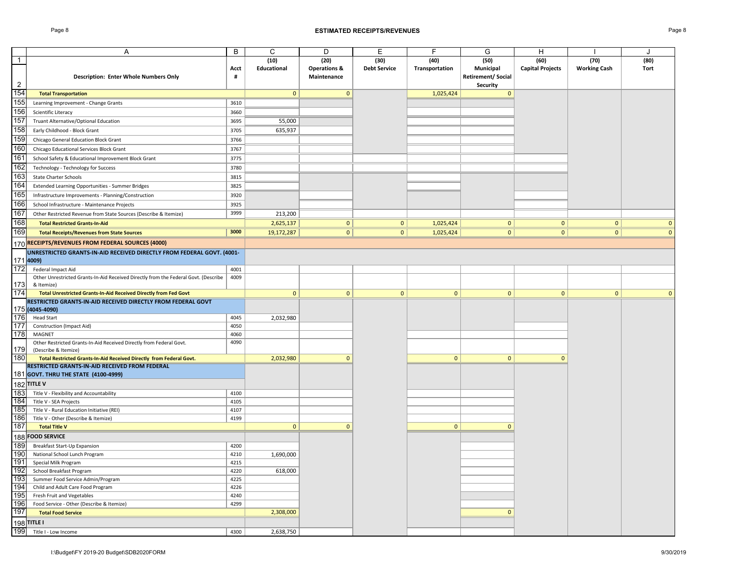## ESTIMATED RECEIPTS/REVENUES

| | A | B | C | D | E | F | G | H | I | J |
|---|---|---|---|---|---|---|---|---|---|---|
| 1 | | Acct | (10) | (20) | (30) | (40) | (50) | (60) | (70) | (80) |
| 2 | **Description: Enter Whole Numbers Only** | # | **Educational** | **Operations & Maintenance** | **Debt Service** | **Transportation** | **Municipal Retirement/ Social Security** | **Capital Projects** | **Working Cash** | **Tort** |
| 154 | **Total Transportation** | | 0 | 0 | | 1,025,424 | 0 | | | |
| 155 | Learning Improvement - Change Grants | 3610 | | | | | | | | |
| 156 | Scientific Literacy | 3660 | | | | | | | | |
| 157 | Truant Alternative/Optional Education | 3695 | 55,000 | | | | | | | |
| 158 | Early Childhood - Block Grant | 3705 | 635,937 | | | | | | | |
| 159 | Chicago General Education Block Grant | 3766 | | | | | | | | |
| 160 | Chicago Educational Services Block Grant | 3767 | | | | | | | | |
| 161 | School Safety & Educational Improvement Block Grant | 3775 | | | | | | | | |
| 162 | Technology - Technology for Success | 3780 | | | | | | | | |
| 163 | State Charter Schools | 3815 | | | | | | | | |
| 164 | Extended Learning Opportunities - Summer Bridges | 3825 | | | | | | | | |
| 165 | Infrastructure Improvements - Planning/Construction | 3920 | | | | | | | | |
| 166 | School Infrastructure - Maintenance Projects | 3925 | | | | | | | | |
| 167 | Other Restricted Revenue from State Sources (Describe & Itemize) | 3999 | 213,200 | | | | | | | |
| 168 | **Total Restricted Grants-In-Aid** | | 2,625,137 | 0 | 0 | 1,025,424 | 0 | 0 | 0 | 0 |
| 169 | **Total Receipts/Revenues from State Sources** | 3000 | 19,172,287 | 0 | 0 | 1,025,424 | 0 | 0 | 0 | 0 |
| 170 | **RECEIPTS/REVENUES FROM FEDERAL SOURCES (4000)** | | | | | | | | | |
| 171 | **UNRESTRICTED GRANTS-IN-AID RECEIVED DIRECTLY FROM FEDERAL GOVT. (4001-4009)** | | | | | | | | | |
| 172 | Federal Impact Aid | 4001 | | | | | | | | |
| 173 | Other Unrestricted Grants-In-Aid Received Directly from the Federal Govt. (Describe & Itemize) | 4009 | | | | | | | | |
| 174 | **Total Unrestricted Grants-In-Aid Received Directly from Fed Govt** | | 0 | 0 | 0 | 0 | 0 | 0 | 0 | 0 |
| 175 | **RESTRICTED GRANTS-IN-AID RECEIVED DIRECTLY FROM FEDERAL GOVT (4045-4090)** | | | | | | | | | |
| 176 | Head Start | 4045 | 2,032,980 | | | | | | | |
| 177 | Construction (Impact Aid) | 4050 | | | | | | | | |
| 178 | MAGNET | 4060 | | | | | | | | |
| 179 | Other Restricted Grants-In-Aid Received Directly from Federal Govt. (Describe & Itemize) | 4090 | | | | | | | | |
| 180 | **Total Restricted Grants-In-Aid Received Directly from Federal Govt.** | | 2,032,980 | 0 | | 0 | 0 | 0 | | |
| 181 | **RESTRICTED GRANTS-IN-AID RECEIVED FROM FEDERAL GOVT. THRU THE STATE (4100-4999)** | | | | | | | | | |
| 182 | **TITLE V** | | | | | | | | | |
| 183 | Title V - Flexibility and Accountability | 4100 | | | | | | | | |
| 184 | Title V - SEA Projects | 4105 | | | | | | | | |
| 185 | Title V - Rural Education Initiative (REI) | 4107 | | | | | | | | |
| 186 | Title V - Other (Describe & Itemize) | 4199 | | | | | | | | |
| 187 | **Total Title V** | | 0 | 0 | | 0 | 0 | | | |
| 188 | **FOOD SERVICE** | | | | | | | | | |
| 189 | Breakfast Start-Up Expansion | 4200 | | | | | | | | |
| 190 | National School Lunch Program | 4210 | 1,690,000 | | | | | | | |
| 191 | Special Milk Program | 4215 | | | | | | | | |
| 192 | School Breakfast Program | 4220 | 618,000 | | | | | | | |
| 193 | Summer Food Service Admin/Program | 4225 | | | | | | | | |
| 194 | Child and Adult Care Food Program | 4226 | | | | | | | | |
| 195 | Fresh Fruit and Vegetables | 4240 | | | | | | | | |
| 196 | Food Service - Other (Describe & Itemize) | 4299 | | | | | | | | |
| 197 | **Total Food Service** | | 2,308,000 | | | | 0 | | | |
| 198 | **TITLE I** | | | | | | | | | |
| 199 | Title I - Low Income | 4300 | 2,638,750 | | | | | | | |

I:\Budget\FY 2019-20 Budget\SDB2020FORM 9/30/2019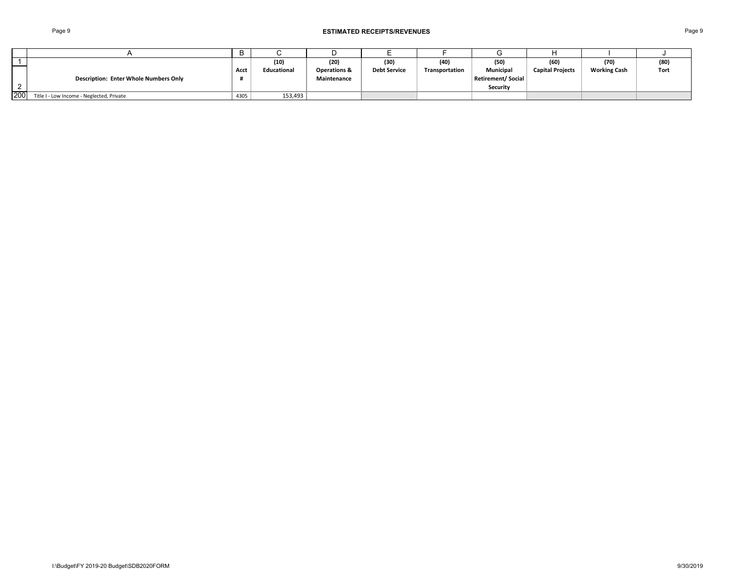## ESTIMATED RECEIPTS/REVENUES

| | A | B | C | D | E | F | G | H | I | J |
|---|---|---|---|---|---|---|---|---|---|---|
| 1 | | | (10) | (20) | (30) | (40) | (50) | (60) | (70) | (80) |
| 2 | Description: Enter Whole Numbers Only | Acct # | Educational | Operations & Maintenance | Debt Service | Transportation | Municipal Retirement/ Social Security | Capital Projects | Working Cash | Tort |
| 200 | Title I - Low Income - Neglected, Private | 4305 | 153,493 | | | | | | | |

I:\Budget\FY 2019-20 Budget\SDB2020FORM

9/30/2019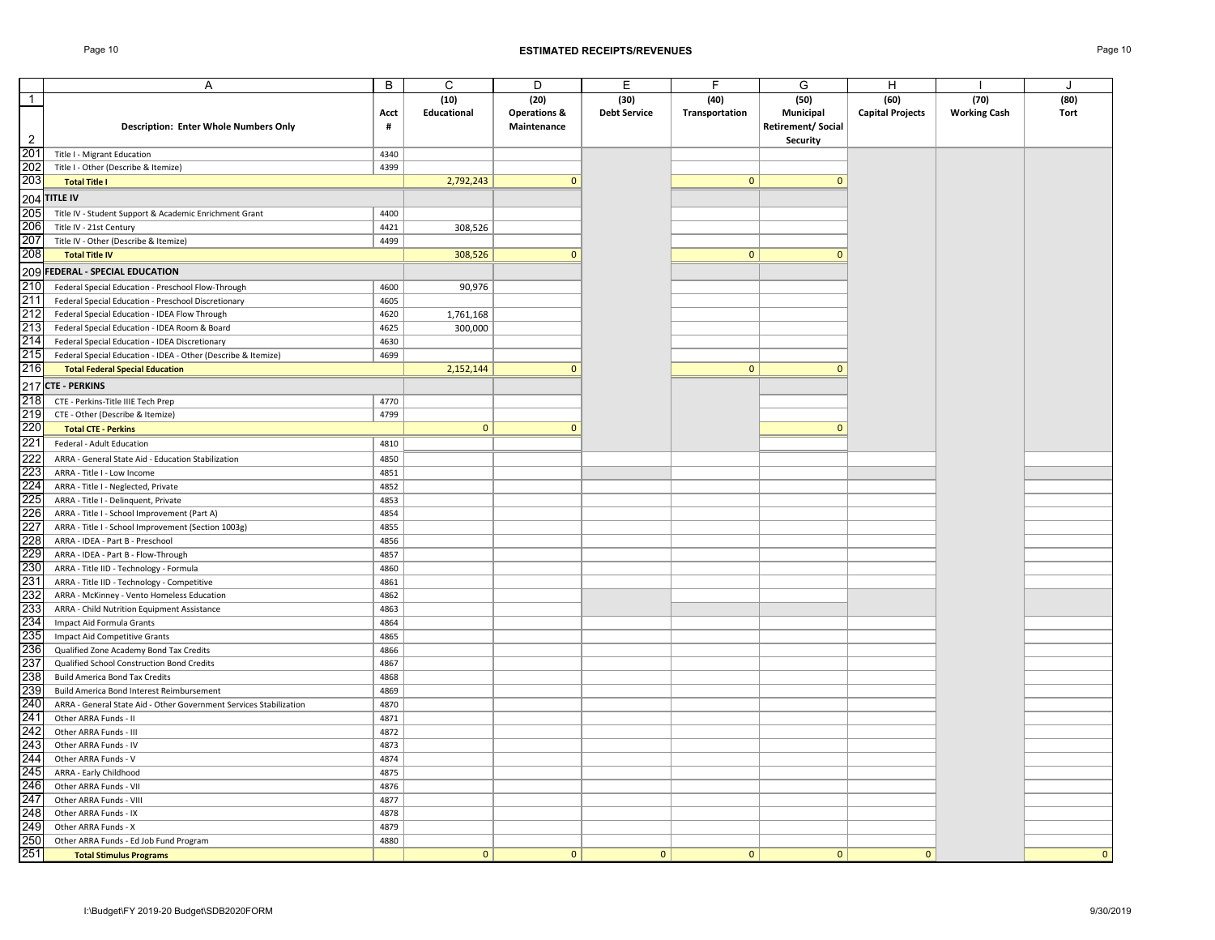## ESTIMATED RECEIPTS/REVENUES

| | A | B | C | D | E | F | G | H | I | J |
|---|---|---|---|---|---|---|---|---|---|---|
| 1 | | | (10) | (20) | (30) | (40) | (50) | (60) | (70) | (80) |
| 2 | Description: Enter Whole Numbers Only | Acct # | Educational | Operations & Maintenance | Debt Service | Transportation | Municipal Retirement/ Social Security | Capital Projects | Working Cash | Tort |
| 201 | Title I - Migrant Education | 4340 | | | | | | | | |
| 202 | Title I - Other (Describe & Itemize) | 4399 | | | | | | | | |
| 203 | **Total Title I** | | 2,792,243 | 0 | | 0 | 0 | | | |
| 204 | **TITLE IV** | | | | | | | | | |
| 205 | Title IV - Student Support & Academic Enrichment Grant | 4400 | | | | | | | | |
| 206 | Title IV - 21st Century | 4421 | 308,526 | | | | | | | |
| 207 | Title IV - Other (Describe & Itemize) | 4499 | | | | | | | | |
| 208 | **Total Title IV** | | 308,526 | 0 | | 0 | 0 | | | |
| 209 | **FEDERAL - SPECIAL EDUCATION** | | | | | | | | | |
| 210 | Federal Special Education - Preschool Flow-Through | 4600 | 90,976 | | | | | | | |
| 211 | Federal Special Education - Preschool Discretionary | 4605 | | | | | | | | |
| 212 | Federal Special Education - IDEA Flow Through | 4620 | 1,761,168 | | | | | | | |
| 213 | Federal Special Education - IDEA Room & Board | 4625 | 300,000 | | | | | | | |
| 214 | Federal Special Education - IDEA Discretionary | 4630 | | | | | | | | |
| 215 | Federal Special Education - IDEA - Other (Describe & Itemize) | 4699 | | | | | | | | |
| 216 | **Total Federal Special Education** | | 2,152,144 | 0 | | 0 | 0 | | | |
| 217 | **CTE - PERKINS** | | | | | | | | | |
| 218 | CTE - Perkins-Title IIIE Tech Prep | 4770 | | | | | | | | |
| 219 | CTE - Other (Describe & Itemize) | 4799 | | | | | | | | |
| 220 | **Total CTE - Perkins** | | 0 | 0 | | | 0 | | | |
| 221 | Federal - Adult Education | 4810 | | | | | | | | |
| 222 | ARRA - General State Aid - Education Stabilization | 4850 | | | | | | | | |
| 223 | ARRA - Title I - Low Income | 4851 | | | | | | | | |
| 224 | ARRA - Title I - Neglected, Private | 4852 | | | | | | | | |
| 225 | ARRA - Title I - Delinquent, Private | 4853 | | | | | | | | |
| 226 | ARRA - Title I - School Improvement (Part A) | 4854 | | | | | | | | |
| 227 | ARRA - Title I - School Improvement (Section 1003g) | 4855 | | | | | | | | |
| 228 | ARRA - IDEA - Part B - Preschool | 4856 | | | | | | | | |
| 229 | ARRA - IDEA - Part B - Flow-Through | 4857 | | | | | | | | |
| 230 | ARRA - Title IID - Technology - Formula | 4860 | | | | | | | | |
| 231 | ARRA - Title IID - Technology - Competitive | 4861 | | | | | | | | |
| 232 | ARRA - McKinney - Vento Homeless Education | 4862 | | | | | | | | |
| 233 | ARRA - Child Nutrition Equipment Assistance | 4863 | | | | | | | | |
| 234 | Impact Aid Formula Grants | 4864 | | | | | | | | |
| 235 | Impact Aid Competitive Grants | 4865 | | | | | | | | |
| 236 | Qualified Zone Academy Bond Tax Credits | 4866 | | | | | | | | |
| 237 | Qualified School Construction Bond Credits | 4867 | | | | | | | | |
| 238 | Build America Bond Tax Credits | 4868 | | | | | | | | |
| 239 | Build America Bond Interest Reimbursement | 4869 | | | | | | | | |
| 240 | ARRA - General State Aid - Other Government Services Stabilization | 4870 | | | | | | | | |
| 241 | Other ARRA Funds - II | 4871 | | | | | | | | |
| 242 | Other ARRA Funds - III | 4872 | | | | | | | | |
| 243 | Other ARRA Funds - IV | 4873 | | | | | | | | |
| 244 | Other ARRA Funds - V | 4874 | | | | | | | | |
| 245 | ARRA - Early Childhood | 4875 | | | | | | | | |
| 246 | Other ARRA Funds - VII | 4876 | | | | | | | | |
| 247 | Other ARRA Funds - VIII | 4877 | | | | | | | | |
| 248 | Other ARRA Funds - IX | 4878 | | | | | | | | |
| 249 | Other ARRA Funds - X | 4879 | | | | | | | | |
| 250 | Other ARRA Funds - Ed Job Fund Program | 4880 | | | | | | | | |
| 251 | **Total Stimulus Programs** | | 0 | 0 | 0 | 0 | 0 | 0 | | 0 |

I:\Budget\FY 2019-20 Budget\SDB2020FORM 9/30/2019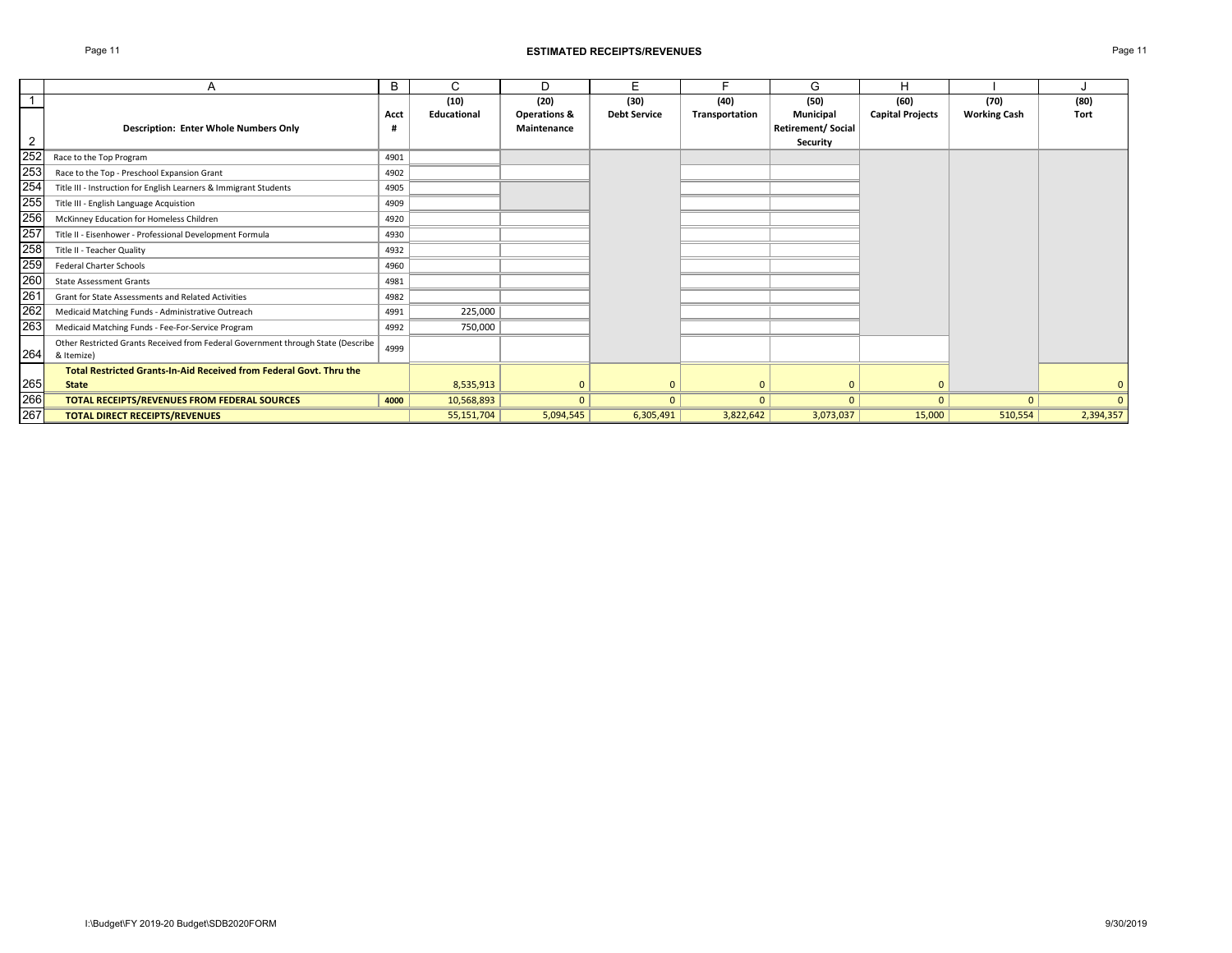## ESTIMATED RECEIPTS/REVENUES

| | A | B | C | D | E | F | G | H | I | J |
|---|---|---|---|---|---|---|---|---|---|---|
| 1<br>2 | Description: Enter Whole Numbers Only | Acct # | (10) Educational | (20) Operations & Maintenance | (30) Debt Service | (40) Transportation | (50) Municipal Retirement/ Social Security | (60) Capital Projects | (70) Working Cash | (80) Tort |
| 252 | Race to the Top Program | 4901 | | | | | | | | |
| 253 | Race to the Top - Preschool Expansion Grant | 4902 | | | | | | | | |
| 254 | Title III - Instruction for English Learners & Immigrant Students | 4905 | | | | | | | | |
| 255 | Title III - English Language Acquistion | 4909 | | | | | | | | |
| 256 | McKinney Education for Homeless Children | 4920 | | | | | | | | |
| 257 | Title II - Eisenhower - Professional Development Formula | 4930 | | | | | | | | |
| 258 | Title II - Teacher Quality | 4932 | | | | | | | | |
| 259 | Federal Charter Schools | 4960 | | | | | | | | |
| 260 | State Assessment Grants | 4981 | | | | | | | | |
| 261 | Grant for State Assessments and Related Activities | 4982 | | | | | | | | |
| 262 | Medicaid Matching Funds - Administrative Outreach | 4991 | 225,000 | | | | | | | |
| 263 | Medicaid Matching Funds - Fee-For-Service Program | 4992 | 750,000 | | | | | | | |
| 264 | Other Restricted Grants Received from Federal Government through State (Describe & Itemize) | 4999 | | | | | | | | |
| 265 | **Total Restricted Grants-In-Aid Received from Federal Govt. Thru the State** | | 8,535,913 | 0 | 0 | 0 | 0 | 0 | | 0 |
| 266 | **TOTAL RECEIPTS/REVENUES FROM FEDERAL SOURCES** | **4000** | 10,568,893 | 0 | 0 | 0 | 0 | 0 | 0 | 0 |
| 267 | **TOTAL DIRECT RECEIPTS/REVENUES** | | 55,151,704 | 5,094,545 | 6,305,491 | 3,822,642 | 3,073,037 | 15,000 | 510,554 | 2,394,357 |

I:\Budget\FY 2019-20 Budget\SDB2020FORM 9/30/2019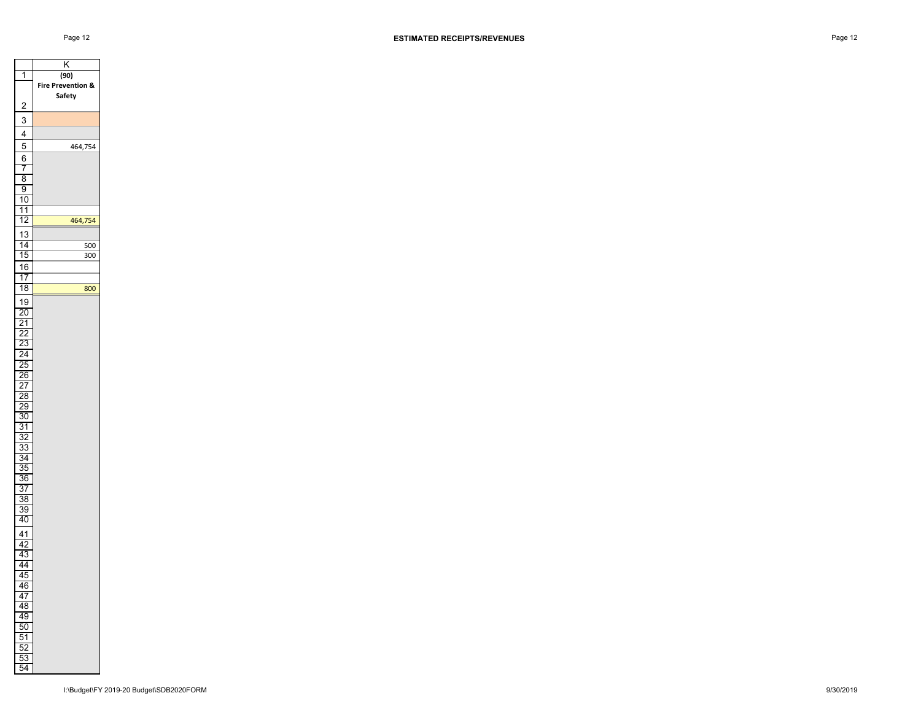## ESTIMATED RECEIPTS/REVENUES

| | K |
|---|---|
| 1 | (90) |
| 2 | Fire Prevention & Safety |
| 3 | |
| 4 | |
| 5 | 464,754 |
| 6 | |
| 7 | |
| 8 | |
| 9 | |
| 10 | |
| 11 | |
| 12 | 464,754 |
| 13 | |
| 14 | 500 |
| 15 | 300 |
| 16 | |
| 17 | |
| 18 | 800 |
| 19 | |
| 20 | |
| 21 | |
| 22 | |
| 23 | |
| 24 | |
| 25 | |
| 26 | |
| 27 | |
| 28 | |
| 29 | |
| 30 | |
| 31 | |
| 32 | |
| 33 | |
| 34 | |
| 35 | |
| 36 | |
| 37 | |
| 38 | |
| 39 | |
| 40 | |
| 41 | |
| 42 | |
| 43 | |
| 44 | |
| 45 | |
| 46 | |
| 47 | |
| 48 | |
| 49 | |
| 50 | |
| 51 | |
| 52 | |
| 53 | |
| 54 | |

I:\Budget\FY 2019-20 Budget\SDB2020FORM

9/30/2019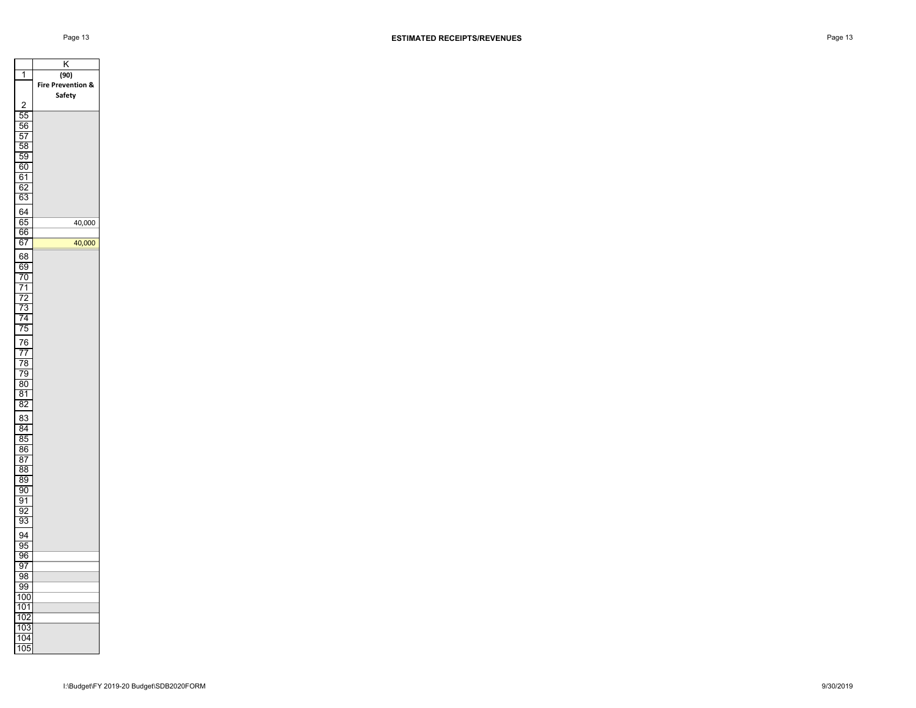# ESTIMATED RECEIPTS/REVENUES

| | K |
|---|---|
| 1 | (90) |
| 2 | Fire Prevention & Safety |
| 55 | |
| 56 | |
| 57 | |
| 58 | |
| 59 | |
| 60 | |
| 61 | |
| 62 | |
| 63 | |
| 64 | |
| 65 | 40,000 |
| 66 | |
| 67 | 40,000 |
| 68 | |
| 69 | |
| 70 | |
| 71 | |
| 72 | |
| 73 | |
| 74 | |
| 75 | |
| 76 | |
| 77 | |
| 78 | |
| 79 | |
| 80 | |
| 81 | |
| 82 | |
| 83 | |
| 84 | |
| 85 | |
| 86 | |
| 87 | |
| 88 | |
| 89 | |
| 90 | |
| 91 | |
| 92 | |
| 93 | |
| 94 | |
| 95 | |
| 96 | |
| 97 | |
| 98 | |
| 99 | |
| 100 | |
| 101 | |
| 102 | |
| 103 | |
| 104 | |
| 105 | |

I:\Budget\FY 2019-20 Budget\SDB2020FORM 9/30/2019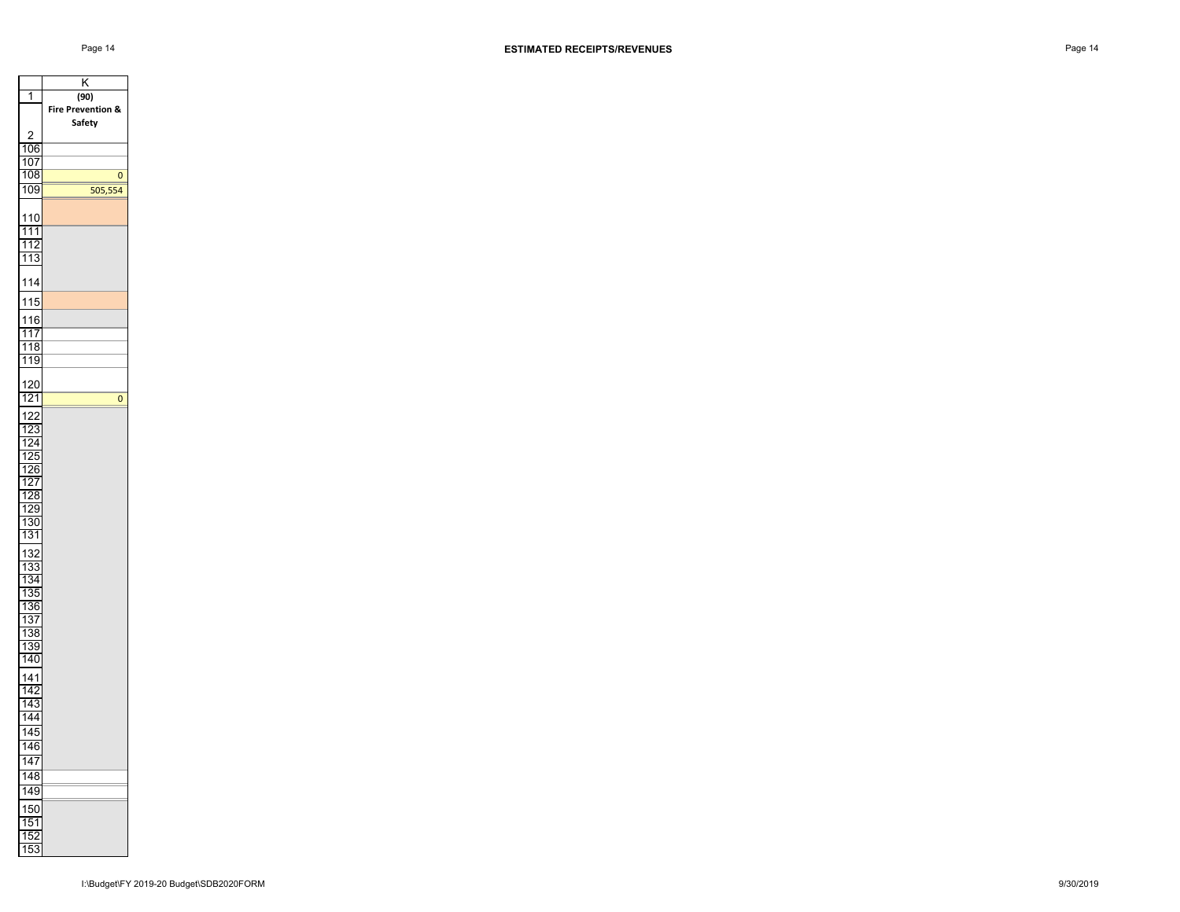# ESTIMATED RECEIPTS/REVENUES

| | K |
|---|---|
| 1 | (90) |
| 2 | **Fire Prevention & Safety** |
| 106 | |
| 107 | |
| 108 | 0 |
| 109 | 505,554 |
| 110 | |
| 111 | |
| 112 | |
| 113 | |
| 114 | |
| 115 | |
| 116 | |
| 117 | |
| 118 | |
| 119 | |
| 120 | |
| 121 | 0 |
| 122 | |
| 123 | |
| 124 | |
| 125 | |
| 126 | |
| 127 | |
| 128 | |
| 129 | |
| 130 | |
| 131 | |
| 132 | |
| 133 | |
| 134 | |
| 135 | |
| 136 | |
| 137 | |
| 138 | |
| 139 | |
| 140 | |
| 141 | |
| 142 | |
| 143 | |
| 144 | |
| 145 | |
| 146 | |
| 147 | |
| 148 | |
| 149 | |
| 150 | |
| 151 | |
| 152 | |
| 153 | |

I:\Budget\FY 2019-20 Budget\SDB2020FORM 9/30/2019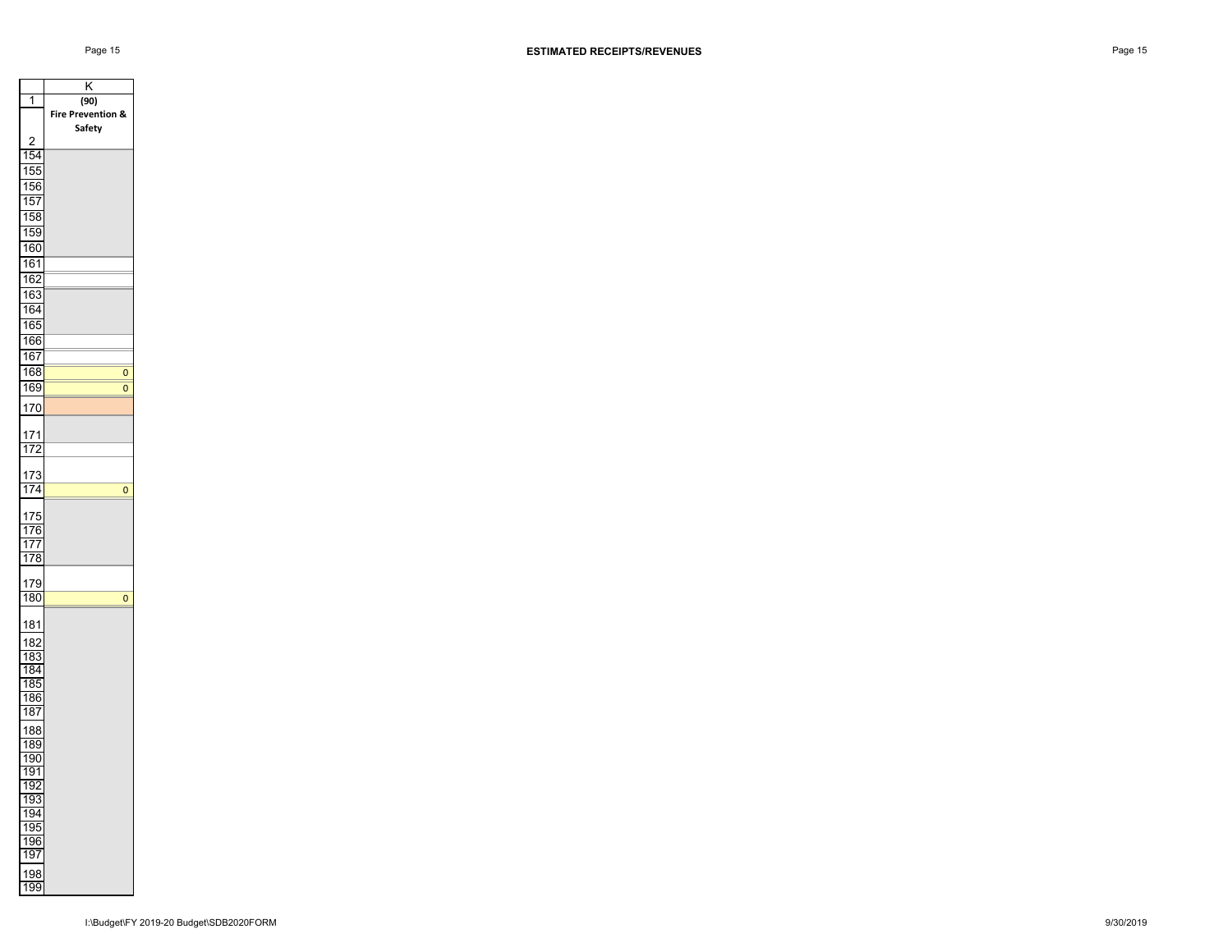## ESTIMATED RECEIPTS/REVENUES

| | K |
|---|---|
| 1 | (90) |
| 2 | Fire Prevention & Safety |
| 154 | |
| 155 | |
| 156 | |
| 157 | |
| 158 | |
| 159 | |
| 160 | |
| 161 | |
| 162 | |
| 163 | |
| 164 | |
| 165 | |
| 166 | |
| 167 | |
| 168 | 0 |
| 169 | 0 |
| 170 | |
| 171 | |
| 172 | |
| 173 | |
| 174 | 0 |
| 175 | |
| 176 | |
| 177 | |
| 178 | |
| 179 | |
| 180 | 0 |
| 181 | |
| 182 | |
| 183 | |
| 184 | |
| 185 | |
| 186 | |
| 187 | |
| 188 | |
| 189 | |
| 190 | |
| 191 | |
| 192 | |
| 193 | |
| 194 | |
| 195 | |
| 196 | |
| 197 | |
| 198 | |
| 199 | |

I:\Budget\FY 2019-20 Budget\SDB2020FORM

9/30/2019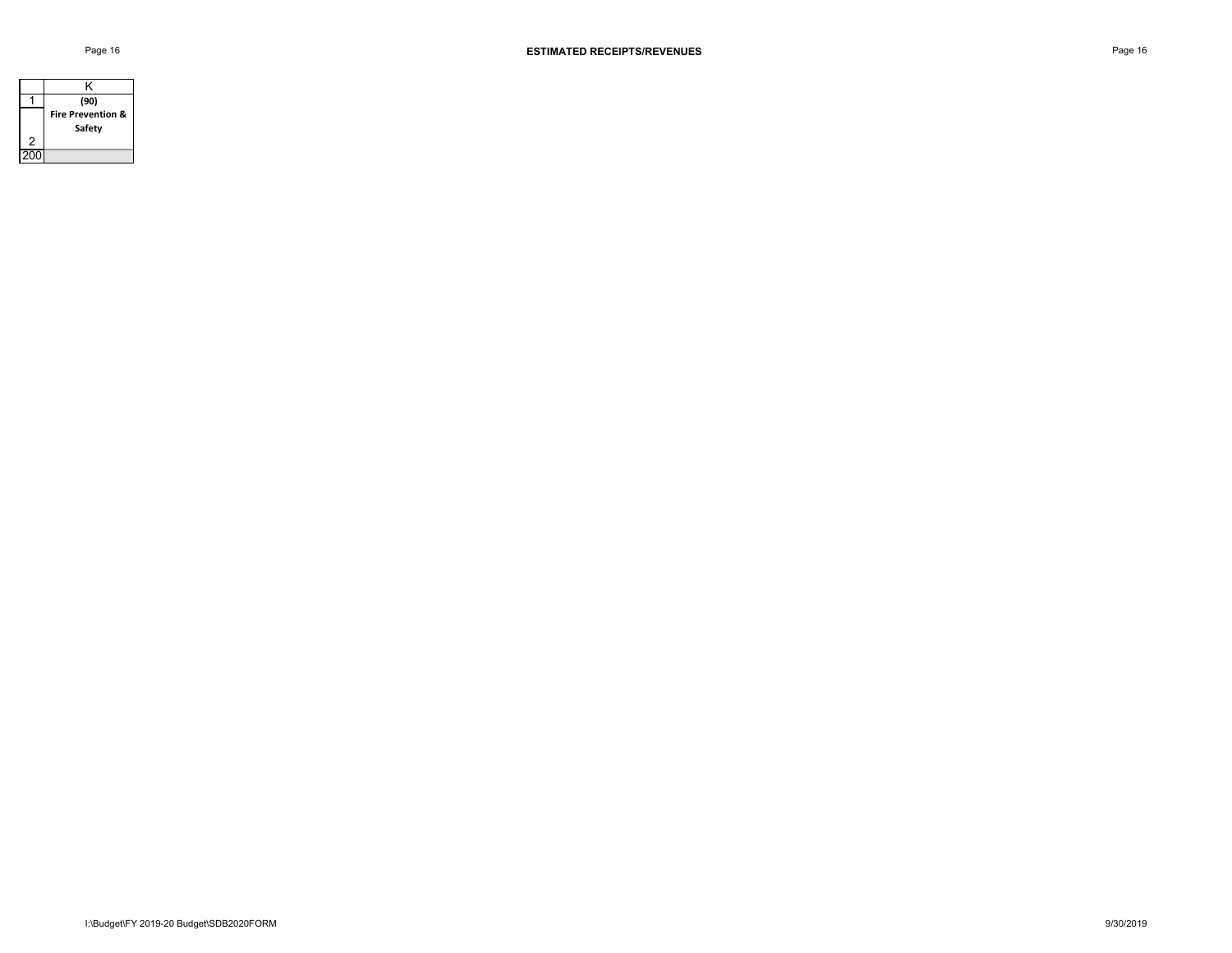## ESTIMATED RECEIPTS/REVENUES

| | K |
|---|---|
| 1 | **(90)** |
| 2 | **Fire Prevention & Safety** |
| 200 | |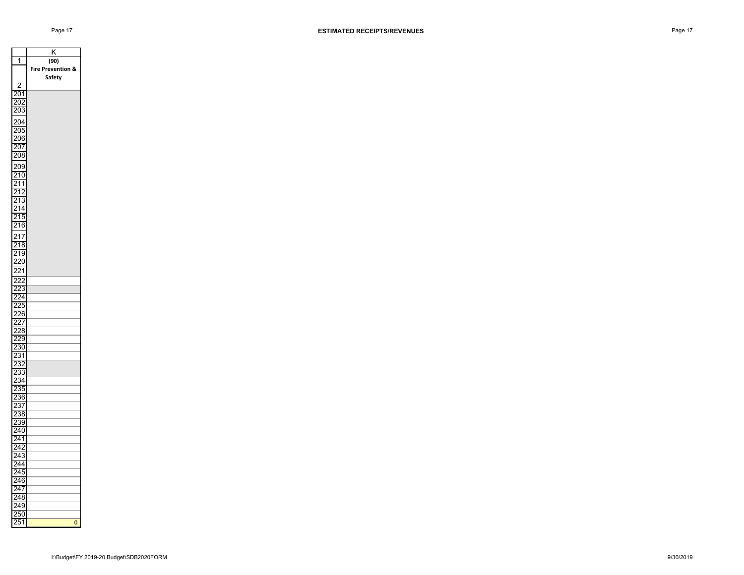## ESTIMATED RECEIPTS/REVENUES

| | K |
|---|---|
| 1 | (90) |
| 2 | Fire Prevention & Safety |
| 201 | |
| 202 | |
| 203 | |
| 204 | |
| 205 | |
| 206 | |
| 207 | |
| 208 | |
| 209 | |
| 210 | |
| 211 | |
| 212 | |
| 213 | |
| 214 | |
| 215 | |
| 216 | |
| 217 | |
| 218 | |
| 219 | |
| 220 | |
| 221 | |
| 222 | |
| 223 | |
| 224 | |
| 225 | |
| 226 | |
| 227 | |
| 228 | |
| 229 | |
| 230 | |
| 231 | |
| 232 | |
| 233 | |
| 234 | |
| 235 | |
| 236 | |
| 237 | |
| 238 | |
| 239 | |
| 240 | |
| 241 | |
| 242 | |
| 243 | |
| 244 | |
| 245 | |
| 246 | |
| 247 | |
| 248 | |
| 249 | |
| 250 | |
| 251 | 0 |

I:\Budget\FY 2019-20 Budget\SDB2020FORM

9/30/2019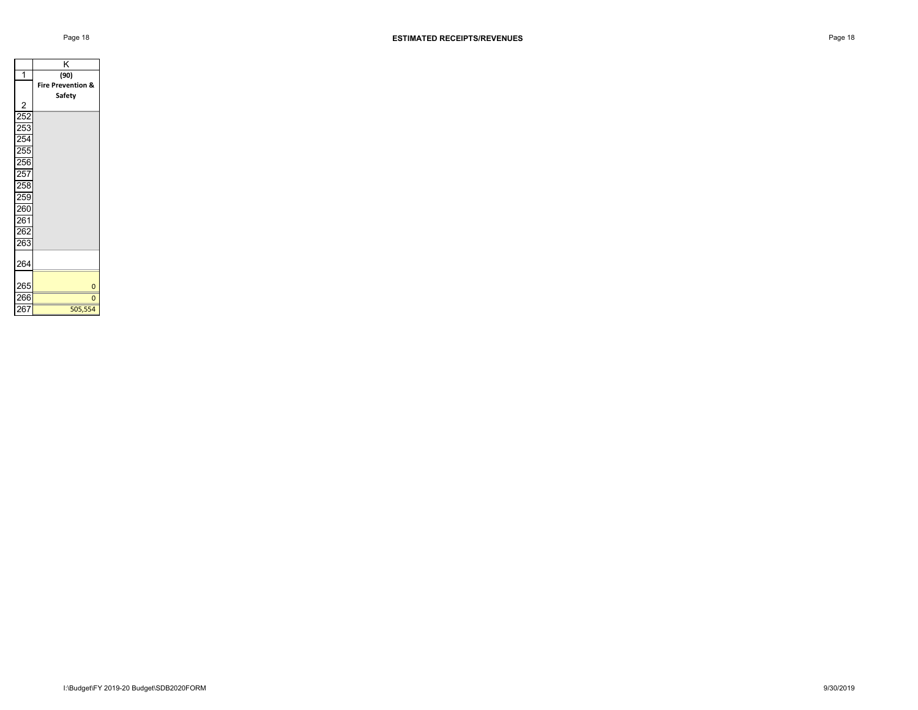## ESTIMATED RECEIPTS/REVENUES

| | K |
|---|---|
| 1 | (90) |
| 2 | Fire Prevention & Safety |
| 252 | |
| 253 | |
| 254 | |
| 255 | |
| 256 | |
| 257 | |
| 258 | |
| 259 | |
| 260 | |
| 261 | |
| 262 | |
| 263 | |
| 264 | |
| 265 | 0 |
| 266 | 0 |
| 267 | 505,554 |

I:\Budget\FY 2019-20 Budget\SDB2020FORM

9/30/2019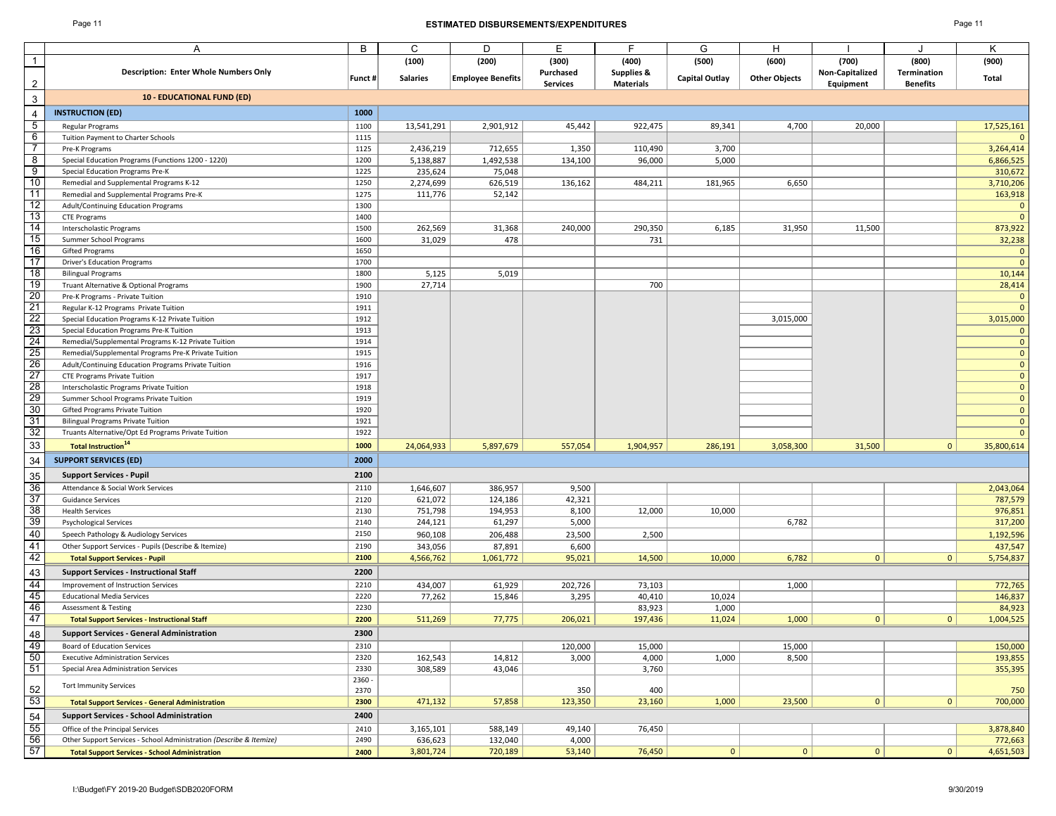# ESTIMATED DISBURSEMENTS/EXPENDITURES

| | A | B | C | D | E | F | G | H | I | J | K |
|---|---|---|---|---|---|---|---|---|---|---|---|
| 1 | | | (100) | (200) | (300) | (400) | (500) | (600) | (700) | (800) | (900) |
| 2 | **Description: Enter Whole Numbers Only** | **Funct #** | **Salaries** | **Employee Benefits** | **Purchased Services** | **Supplies & Materials** | **Capital Outlay** | **Other Objects** | **Non-Capitalized Equipment** | **Termination Benefits** | **Total** |
| 3 | **10 - EDUCATIONAL FUND (ED)** | | | | | | | | | | |
| 4 | **INSTRUCTION (ED)** | **1000** | | | | | | | | | |
| 5 | Regular Programs | 1100 | 13,541,291 | 2,901,912 | 45,442 | 922,475 | 89,341 | 4,700 | 20,000 | | 17,525,161 |
| 6 | Tuition Payment to Charter Schools | 1115 | | | | | | | | | 0 |
| 7 | Pre-K Programs | 1125 | 2,436,219 | 712,655 | 1,350 | 110,490 | 3,700 | | | | 3,264,414 |
| 8 | Special Education Programs (Functions 1200 - 1220) | 1200 | 5,138,887 | 1,492,538 | 134,100 | 96,000 | 5,000 | | | | 6,866,525 |
| 9 | Special Education Programs Pre-K | 1225 | 235,624 | 75,048 | | | | | | | 310,672 |
| 10 | Remedial and Supplemental Programs K-12 | 1250 | 2,274,699 | 626,519 | 136,162 | 484,211 | 181,965 | 6,650 | | | 3,710,206 |
| 11 | Remedial and Supplemental Programs Pre-K | 1275 | 111,776 | 52,142 | | | | | | | 163,918 |
| 12 | Adult/Continuing Education Programs | 1300 | | | | | | | | | 0 |
| 13 | CTE Programs | 1400 | | | | | | | | | 0 |
| 14 | Interscholastic Programs | 1500 | 262,569 | 31,368 | 240,000 | 290,350 | 6,185 | 31,950 | 11,500 | | 873,922 |
| 15 | Summer School Programs | 1600 | 31,029 | 478 | | 731 | | | | | 32,238 |
| 16 | Gifted Programs | 1650 | | | | | | | | | 0 |
| 17 | Driver's Education Programs | 1700 | | | | | | | | | 0 |
| 18 | Bilingual Programs | 1800 | 5,125 | 5,019 | | | | | | | 10,144 |
| 19 | Truant Alternative & Optional Programs | 1900 | 27,714 | | | 700 | | | | | 28,414 |
| 20 | Pre-K Programs - Private Tuition | 1910 | | | | | | | | | 0 |
| 21 | Regular K-12 Programs Private Tuition | 1911 | | | | | | | | | 0 |
| 22 | Special Education Programs K-12 Private Tuition | 1912 | | | | | | 3,015,000 | | | 3,015,000 |
| 23 | Special Education Programs Pre-K Tuition | 1913 | | | | | | | | | 0 |
| 24 | Remedial/Supplemental Programs K-12 Private Tuition | 1914 | | | | | | | | | 0 |
| 25 | Remedial/Supplemental Programs Pre-K Private Tuition | 1915 | | | | | | | | | 0 |
| 26 | Adult/Continuing Education Programs Private Tuition | 1916 | | | | | | | | | 0 |
| 27 | CTE Programs Private Tuition | 1917 | | | | | | | | | 0 |
| 28 | Interscholastic Programs Private Tuition | 1918 | | | | | | | | | 0 |
| 29 | Summer School Programs Private Tuition | 1919 | | | | | | | | | 0 |
| 30 | Gifted Programs Private Tuition | 1920 | | | | | | | | | 0 |
| 31 | Bilingual Programs Private Tuition | 1921 | | | | | | | | | 0 |
| 32 | Truants Alternative/Opt Ed Programs Private Tuition | 1922 | | | | | | | | | 0 |
| 33 | **Total Instruction[14]** | **1000** | 24,064,933 | 5,897,679 | 557,054 | 1,904,957 | 286,191 | 3,058,300 | 31,500 | 0 | 35,800,614 |
| 34 | **SUPPORT SERVICES (ED)** | **2000** | | | | | | | | | |
| 35 | **Support Services - Pupil** | **2100** | | | | | | | | | |
| 36 | Attendance & Social Work Services | 2110 | 1,646,607 | 386,957 | 9,500 | | | | | | 2,043,064 |
| 37 | Guidance Services | 2120 | 621,072 | 124,186 | 42,321 | | | | | | 787,579 |
| 38 | Health Services | 2130 | 751,798 | 194,953 | 8,100 | 12,000 | 10,000 | | | | 976,851 |
| 39 | Psychological Services | 2140 | 244,121 | 61,297 | 5,000 | | | 6,782 | | | 317,200 |
| 40 | Speech Pathology & Audiology Services | 2150 | 960,108 | 206,488 | 23,500 | 2,500 | | | | | 1,192,596 |
| 41 | Other Support Services - Pupils (Describe & Itemize) | 2190 | 343,056 | 87,891 | 6,600 | | | | | | 437,547 |
| 42 | **Total Support Services - Pupil** | **2100** | 4,566,762 | 1,061,772 | 95,021 | 14,500 | 10,000 | 6,782 | 0 | 0 | 5,754,837 |
| 43 | **Support Services - Instructional Staff** | **2200** | | | | | | | | | |
| 44 | Improvement of Instruction Services | 2210 | 434,007 | 61,929 | 202,726 | 73,103 | | 1,000 | | | 772,765 |
| 45 | Educational Media Services | 2220 | 77,262 | 15,846 | 3,295 | 40,410 | 10,024 | | | | 146,837 |
| 46 | Assessment & Testing | 2230 | | | | 83,923 | 1,000 | | | | 84,923 |
| 47 | **Total Support Services - Instructional Staff** | **2200** | 511,269 | 77,775 | 206,021 | 197,436 | 11,024 | 1,000 | 0 | 0 | 1,004,525 |
| 48 | **Support Services - General Administration** | **2300** | | | | | | | | | |
| 49 | Board of Education Services | 2310 | | | 120,000 | 15,000 | | 15,000 | | | 150,000 |
| 50 | Executive Administration Services | 2320 | 162,543 | 14,812 | 3,000 | 4,000 | 1,000 | 8,500 | | | 193,855 |
| 51 | Special Area Administration Services | 2330 | 308,589 | 43,046 | | 3,760 | | | | | 355,395 |
| 52 | Tort Immunity Services | 2360 - 2370 | | | 350 | 400 | | | | | 750 |
| 53 | **Total Support Services - General Administration** | **2300** | 471,132 | 57,858 | 123,350 | 23,160 | 1,000 | 23,500 | 0 | 0 | 700,000 |
| 54 | **Support Services - School Administration** | **2400** | | | | | | | | | |
| 55 | Office of the Principal Services | 2410 | 3,165,101 | 588,149 | 49,140 | 76,450 | | | | | 3,878,840 |
| 56 | Other Support Services - School Administration *(Describe & Itemize)* | 2490 | 636,623 | 132,040 | 4,000 | | | | | | 772,663 |
| 57 | **Total Support Services - School Administration** | **2400** | 3,801,724 | 720,189 | 53,140 | 76,450 | 0 | 0 | 0 | 0 | 4,651,503 |

I:\Budget\FY 2019-20 Budget\SDB2020FORM 9/30/2019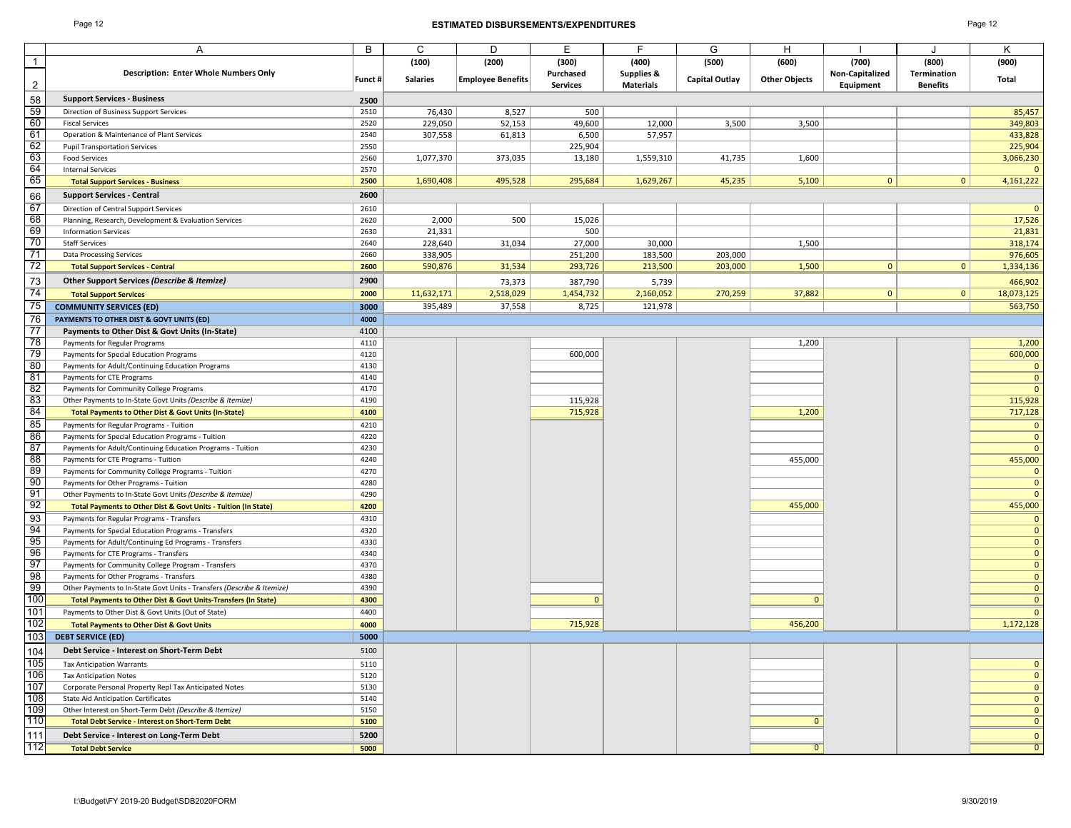# ESTIMATED DISBURSEMENTS/EXPENDITURES

| | A | B | C | D | E | F | G | H | I | J | K |
|---|---|---|---|---|---|---|---|---|---|---|---|
| 1 | | | (100) | (200) | (300) | (400) | (500) | (600) | (700) | (800) | (900) |
| 2 | **Description: Enter Whole Numbers Only** | **Funct #** | **Salaries** | **Employee Benefits** | **Purchased Services** | **Supplies & Materials** | **Capital Outlay** | **Other Objects** | **Non-Capitalized Equipment** | **Termination Benefits** | **Total** |
| 58 | **Support Services - Business** | **2500** | | | | | | | | | |
| 59 | Direction of Business Support Services | 2510 | 76,430 | 8,527 | 500 | | | | | | 85,457 |
| 60 | Fiscal Services | 2520 | 229,050 | 52,153 | 49,600 | 12,000 | 3,500 | 3,500 | | | 349,803 |
| 61 | Operation & Maintenance of Plant Services | 2540 | 307,558 | 61,813 | 6,500 | 57,957 | | | | | 433,828 |
| 62 | Pupil Transportation Services | 2550 | | | 225,904 | | | | | | 225,904 |
| 63 | Food Services | 2560 | 1,077,370 | 373,035 | 13,180 | 1,559,310 | 41,735 | 1,600 | | | 3,066,230 |
| 64 | Internal Services | 2570 | | | | | | | | | 0 |
| 65 | **Total Support Services - Business** | **2500** | 1,690,408 | 495,528 | 295,684 | 1,629,267 | 45,235 | 5,100 | 0 | 0 | 4,161,222 |
| 66 | **Support Services - Central** | **2600** | | | | | | | | | |
| 67 | Direction of Central Support Services | 2610 | | | | | | | | | 0 |
| 68 | Planning, Research, Development & Evaluation Services | 2620 | 2,000 | 500 | 15,026 | | | | | | 17,526 |
| 69 | Information Services | 2630 | 21,331 | | 500 | | | | | | 21,831 |
| 70 | Staff Services | 2640 | 228,640 | 31,034 | 27,000 | 30,000 | | 1,500 | | | 318,174 |
| 71 | Data Processing Services | 2660 | 338,905 | | 251,200 | 183,500 | 203,000 | | | | 976,605 |
| 72 | **Total Support Services - Central** | **2600** | 590,876 | 31,534 | 293,726 | 213,500 | 203,000 | 1,500 | 0 | 0 | 1,334,136 |
| 73 | **Other Support Services *(Describe & Itemize)*** | **2900** | | 73,373 | 387,790 | 5,739 | | | | | 466,902 |
| 74 | **Total Support Services** | **2000** | 11,632,171 | 2,518,029 | 1,454,732 | 2,160,052 | 270,259 | 37,882 | 0 | 0 | 18,073,125 |
| 75 | **COMMUNITY SERVICES (ED)** | **3000** | 395,489 | 37,558 | 8,725 | 121,978 | | | | | 563,750 |
| 76 | **PAYMENTS TO OTHER DIST & GOVT UNITS (ED)** | **4000** | | | | | | | | | |
| 77 | **Payments to Other Dist & Govt Units (In-State)** | 4100 | | | | | | | | | |
| 78 | Payments for Regular Programs | 4110 | | | | | | 1,200 | | | 1,200 |
| 79 | Payments for Special Education Programs | 4120 | | | 600,000 | | | | | | 600,000 |
| 80 | Payments for Adult/Continuing Education Programs | 4130 | | | | | | | | | 0 |
| 81 | Payments for CTE Programs | 4140 | | | | | | | | | 0 |
| 82 | Payments for Community College Programs | 4170 | | | | | | | | | 0 |
| 83 | Other Payments to In-State Govt Units *(Describe & Itemize)* | 4190 | | | 115,928 | | | | | | 115,928 |
| 84 | **Total Payments to Other Dist & Govt Units (In-State)** | **4100** | | | 715,928 | | | 1,200 | | | 717,128 |
| 85 | Payments for Regular Programs - Tuition | 4210 | | | | | | | | | 0 |
| 86 | Payments for Special Education Programs - Tuition | 4220 | | | | | | | | | 0 |
| 87 | Payments for Adult/Continuing Education Programs - Tuition | 4230 | | | | | | | | | 0 |
| 88 | Payments for CTE Programs - Tuition | 4240 | | | | | | 455,000 | | | 455,000 |
| 89 | Payments for Community College Programs - Tuition | 4270 | | | | | | | | | 0 |
| 90 | Payments for Other Programs - Tuition | 4280 | | | | | | | | | 0 |
| 91 | Other Payments to In-State Govt Units *(Describe & Itemize)* | 4290 | | | | | | | | | 0 |
| 92 | **Total Payments to Other Dist & Govt Units - Tuition (In State)** | **4200** | | | | | | 455,000 | | | 455,000 |
| 93 | Payments for Regular Programs - Transfers | 4310 | | | | | | | | | 0 |
| 94 | Payments for Special Education Programs - Transfers | 4320 | | | | | | | | | 0 |
| 95 | Payments for Adult/Continuing Ed Programs - Transfers | 4330 | | | | | | | | | 0 |
| 96 | Payments for CTE Programs - Transfers | 4340 | | | | | | | | | 0 |
| 97 | Payments for Community College Program - Transfers | 4370 | | | | | | | | | 0 |
| 98 | Payments for Other Programs - Transfers | 4380 | | | | | | | | | 0 |
| 99 | Other Payments to In-State Govt Units - Transfers *(Describe & Itemize)* | 4390 | | | | | | | | | 0 |
| 100 | **Total Payments to Other Dist & Govt Units-Transfers (In State)** | **4300** | | | 0 | | | 0 | | | 0 |
| 101 | Payments to Other Dist & Govt Units (Out of State) | 4400 | | | | | | | | | 0 |
| 102 | **Total Payments to Other Dist & Govt Units** | **4000** | | | 715,928 | | | 456,200 | | | 1,172,128 |
| 103 | **DEBT SERVICE (ED)** | **5000** | | | | | | | | | |
| 104 | **Debt Service - Interest on Short-Term Debt** | 5100 | | | | | | | | | |
| 105 | Tax Anticipation Warrants | 5110 | | | | | | | | | 0 |
| 106 | Tax Anticipation Notes | 5120 | | | | | | | | | 0 |
| 107 | Corporate Personal Property Repl Tax Anticipated Notes | 5130 | | | | | | | | | 0 |
| 108 | State Aid Anticipation Certificates | 5140 | | | | | | | | | 0 |
| 109 | Other Interest on Short-Term Debt *(Describe & Itemize)* | 5150 | | | | | | | | | 0 |
| 110 | **Total Debt Service - Interest on Short-Term Debt** | **5100** | | | | | | 0 | | | 0 |
| 111 | **Debt Service - Interest on Long-Term Debt** | **5200** | | | | | | | | | 0 |
| 112 | **Total Debt Service** | **5000** | | | | | | 0 | | | 0 |

I:\Budget\FY 2019-20 Budget\SDB2020FORM 9/30/2019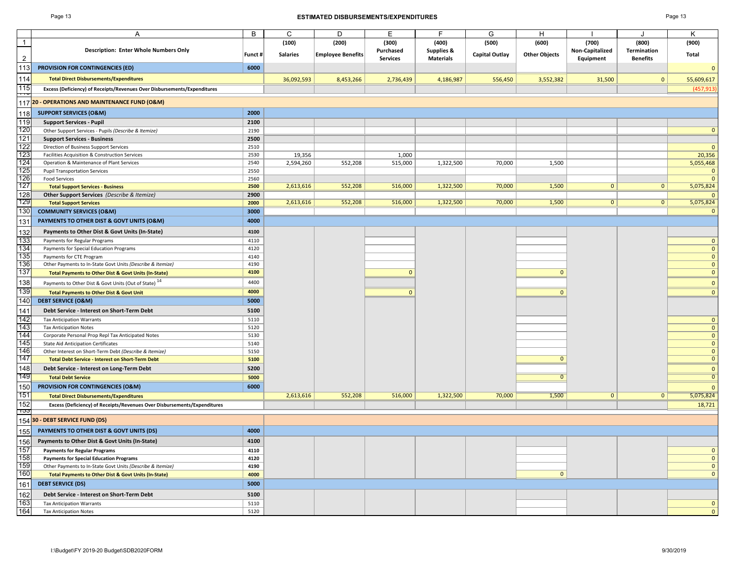# ESTIMATED DISBURSEMENTS/EXPENDITURES

| | A | B | C | D | E | F | G | H | I | J | K |
|---|---|---|---|---|---|---|---|---|---|---|---|
| 1 | | | (100) | (200) | (300) | (400) | (500) | (600) | (700) | (800) | (900) |
| 2 | **Description: Enter Whole Numbers Only** | **Funct #** | **Salaries** | **Employee Benefits** | **Purchased Services** | **Supplies & Materials** | **Capital Outlay** | **Other Objects** | **Non-Capitalized Equipment** | **Termination Benefits** | **Total** |
| 113 | **PROVISION FOR CONTINGENCIES (ED)** | **6000** | | | | | | | | | 0 |
| 114 | **Total Direct Disbursements/Expenditures** | | 36,092,593 | 8,453,266 | 2,736,439 | 4,186,987 | 556,450 | 3,552,382 | 31,500 | 0 | 55,609,617 |
| 115 | **Excess (Deficiency) of Receipts/Revenues Over Disbursements/Expenditures** | | | | | | | | | | (457,913) |
| 117 | **20 - OPERATIONS AND MAINTENANCE FUND (O&M)** | | | | | | | | | | |
| 118 | **SUPPORT SERVICES (O&M)** | **2000** | | | | | | | | | |
| 119 | **Support Services - Pupil** | **2100** | | | | | | | | | |
| 120 | Other Support Services - Pupils *(Describe & Itemize)* | 2190 | | | | | | | | | 0 |
| 121 | **Support Services - Business** | **2500** | | | | | | | | | |
| 122 | Direction of Business Support Services | 2510 | | | | | | | | | 0 |
| 123 | Facilities Acquisition & Construction Services | 2530 | 19,356 | | 1,000 | | | | | | 20,356 |
| 124 | Operation & Maintenance of Plant Services | 2540 | 2,594,260 | 552,208 | 515,000 | 1,322,500 | 70,000 | 1,500 | | | 5,055,468 |
| 125 | Pupil Transportation Services | 2550 | | | | | | | | | 0 |
| 126 | Food Services | 2560 | | | | | | | | | 0 |
| 127 | **Total Support Services - Business** | **2500** | 2,613,616 | 552,208 | 516,000 | 1,322,500 | 70,000 | 1,500 | 0 | 0 | 5,075,824 |
| 128 | **Other Support Services** *(Describe & Itemize)* | **2900** | | | | | | | | | 0 |
| 129 | **Total Support Services** | **2000** | 2,613,616 | 552,208 | 516,000 | 1,322,500 | 70,000 | 1,500 | 0 | 0 | 5,075,824 |
| 130 | **COMMUNITY SERVICES (O&M)** | **3000** | | | | | | | | | 0 |
| 131 | **PAYMENTS TO OTHER DIST & GOVT UNITS (O&M)** | **4000** | | | | | | | | | |
| 132 | **Payments to Other Dist & Govt Units (In-State)** | **4100** | | | | | | | | | |
| 133 | Payments for Regular Programs | 4110 | | | | | | | | | 0 |
| 134 | Payments for Special Education Programs | 4120 | | | | | | | | | 0 |
| 135 | Payments for CTE Program | 4140 | | | | | | | | | 0 |
| 136 | Other Payments to In-State Govt Units *(Describe & Itemize)* | 4190 | | | | | | | | | 0 |
| 137 | **Total Payments to Other Dist & Govt Units (In-State)** | **4100** | | | 0 | | | 0 | | | 0 |
| 138 | Payments to Other Dist & Govt Units (Out of State) [14] | 4400 | | | | | | | | | 0 |
| 139 | **Total Payments to Other Dist & Govt Unit** | **4000** | | | 0 | | | 0 | | | 0 |
| 140 | **DEBT SERVICE (O&M)** | **5000** | | | | | | | | | |
| 141 | **Debt Service - Interest on Short-Term Debt** | **5100** | | | | | | | | | |
| 142 | Tax Anticipation Warrants | 5110 | | | | | | | | | 0 |
| 143 | Tax Anticipation Notes | 5120 | | | | | | | | | 0 |
| 144 | Corporate Personal Prop Repl Tax Anticipated Notes | 5130 | | | | | | | | | 0 |
| 145 | State Aid Anticipation Certificates | 5140 | | | | | | | | | 0 |
| 146 | Other Interest on Short-Term Debt *(Describe & Itemize)* | 5150 | | | | | | | | | 0 |
| 147 | **Total Debt Service - Interest on Short-Term Debt** | **5100** | | | | | | 0 | | | 0 |
| 148 | **Debt Service - Interest on Long-Term Debt** | **5200** | | | | | | | | | 0 |
| 149 | **Total Debt Service** | **5000** | | | | | | 0 | | | 0 |
| 150 | **PROVISION FOR CONTINGENCIES (O&M)** | **6000** | | | | | | | | | 0 |
| 151 | **Total Direct Disbursements/Expenditures** | | 2,613,616 | 552,208 | 516,000 | 1,322,500 | 70,000 | 1,500 | 0 | 0 | 5,075,824 |
| 152 | **Excess (Deficiency) of Receipts/Revenues Over Disbursements/Expenditures** | | | | | | | | | | 18,721 |
| 154 | **30 - DEBT SERVICE FUND (DS)** | | | | | | | | | | |
| 155 | **PAYMENTS TO OTHER DIST & GOVT UNITS (DS)** | **4000** | | | | | | | | | |
| 156 | **Payments to Other Dist & Govt Units (In-State)** | **4100** | | | | | | | | | |
| 157 | **Payments for Regular Programs** | **4110** | | | | | | | | | 0 |
| 158 | **Payments for Special Education Programs** | **4120** | | | | | | | | | 0 |
| 159 | Other Payments to In-State Govt Units *(Describe & Itemize)* | 4190 | | | | | | | | | 0 |
| 160 | **Total Payments to Other Dist & Govt Units (In-State)** | **4000** | | | | | | 0 | | | 0 |
| 161 | **DEBT SERVICE (DS)** | **5000** | | | | | | | | | |
| 162 | **Debt Service - Interest on Short-Term Debt** | **5100** | | | | | | | | | |
| 163 | Tax Anticipation Warrants | 5110 | | | | | | | | | 0 |
| 164 | Tax Anticipation Notes | 5120 | | | | | | | | | 0 |

I:\Budget\FY 2019-20 Budget\SDB2020FORM

9/30/2019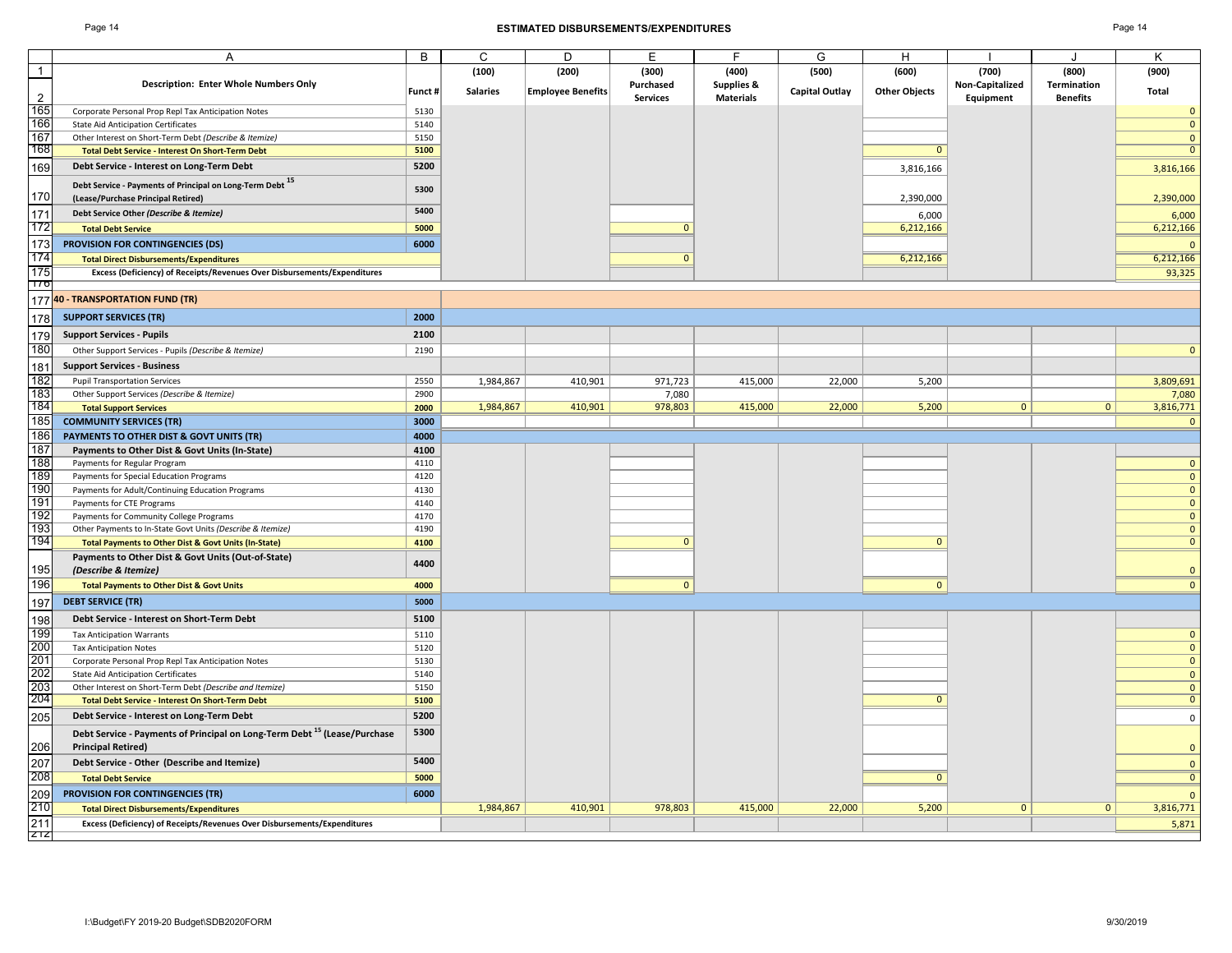# ESTIMATED DISBURSEMENTS/EXPENDITURES

| | A | B | C | D | E | F | G | H | I | J | K |
|---|---|---|---|---|---|---|---|---|---|---|---|
| 1 | | | (100) | (200) | (300) | (400) | (500) | (600) | (700) | (800) | (900) |
| 2 | **Description: Enter Whole Numbers Only** | **Funct #** | **Salaries** | **Employee Benefits** | **Purchased Services** | **Supplies & Materials** | **Capital Outlay** | **Other Objects** | **Non-Capitalized Equipment** | **Termination Benefits** | **Total** |
| 165 | Corporate Personal Prop Repl Tax Anticipation Notes | 5130 | | | | | | | | | 0 |
| 166 | State Aid Anticipation Certificates | 5140 | | | | | | | | | 0 |
| 167 | Other Interest on Short-Term Debt *(Describe & Itemize)* | 5150 | | | | | | | | | 0 |
| 168 | **Total Debt Service - Interest On Short-Term Debt** | **5100** | | | | | | 0 | | | 0 |
| 169 | **Debt Service - Interest on Long-Term Debt** | **5200** | | | | | | 3,816,166 | | | 3,816,166 |
| 170 | **Debt Service - Payments of Principal on Long-Term Debt [15] (Lease/Purchase Principal Retired)** | **5300** | | | | | | 2,390,000 | | | 2,390,000 |
| 171 | **Debt Service Other *(Describe & Itemize)*** | **5400** | | | | | | 6,000 | | | 6,000 |
| 172 | **Total Debt Service** | **5000** | | | 0 | | | 6,212,166 | | | 6,212,166 |
| 173 | **PROVISION FOR CONTINGENCIES (DS)** | **6000** | | | | | | | | | 0 |
| 174 | **Total Direct Disbursements/Expenditures** | | | | 0 | | | 6,212,166 | | | 6,212,166 |
| 175 | **Excess (Deficiency) of Receipts/Revenues Over Disbursements/Expenditures** | | | | | | | | | | 93,325 |
| 176 | | | | | | | | | | | |
| 177 | **40 - TRANSPORTATION FUND (TR)** | | | | | | | | | | |
| 178 | **SUPPORT SERVICES (TR)** | **2000** | | | | | | | | | |
| 179 | **Support Services - Pupils** | **2100** | | | | | | | | | |
| 180 | Other Support Services - Pupils *(Describe & Itemize)* | 2190 | | | | | | | | | 0 |
| 181 | **Support Services - Business** | | | | | | | | | | |
| 182 | Pupil Transportation Services | 2550 | 1,984,867 | 410,901 | 971,723 | 415,000 | 22,000 | 5,200 | | | 3,809,691 |
| 183 | Other Support Services *(Describe & Itemize)* | 2900 | | | 7,080 | | | | | | 7,080 |
| 184 | **Total Support Services** | **2000** | 1,984,867 | 410,901 | 978,803 | 415,000 | 22,000 | 5,200 | 0 | 0 | 3,816,771 |
| 185 | **COMMUNITY SERVICES (TR)** | **3000** | | | | | | | | | 0 |
| 186 | **PAYMENTS TO OTHER DIST & GOVT UNITS (TR)** | **4000** | | | | | | | | | |
| 187 | **Payments to Other Dist & Govt Units (In-State)** | **4100** | | | | | | | | | |
| 188 | Payments for Regular Program | 4110 | | | | | | | | | 0 |
| 189 | Payments for Special Education Programs | 4120 | | | | | | | | | 0 |
| 190 | Payments for Adult/Continuing Education Programs | 4130 | | | | | | | | | 0 |
| 191 | Payments for CTE Programs | 4140 | | | | | | | | | 0 |
| 192 | Payments for Community College Programs | 4170 | | | | | | | | | 0 |
| 193 | Other Payments to In-State Govt Units *(Describe & Itemize)* | 4190 | | | | | | | | | 0 |
| 194 | **Total Payments to Other Dist & Govt Units (In-State)** | **4100** | | | 0 | | | 0 | | | 0 |
| 195 | **Payments to Other Dist & Govt Units (Out-of-State) *(Describe & Itemize)*** | **4400** | | | | | | | | | 0 |
| 196 | **Total Payments to Other Dist & Govt Units** | **4000** | | | 0 | | | 0 | | | 0 |
| 197 | **DEBT SERVICE (TR)** | **5000** | | | | | | | | | |
| 198 | **Debt Service - Interest on Short-Term Debt** | **5100** | | | | | | | | | |
| 199 | Tax Anticipation Warrants | 5110 | | | | | | | | | 0 |
| 200 | Tax Anticipation Notes | 5120 | | | | | | | | | 0 |
| 201 | Corporate Personal Prop Repl Tax Anticipation Notes | 5130 | | | | | | | | | 0 |
| 202 | State Aid Anticipation Certificates | 5140 | | | | | | | | | 0 |
| 203 | Other Interest on Short-Term Debt *(Describe and Itemize)* | 5150 | | | | | | | | | 0 |
| 204 | **Total Debt Service - Interest On Short-Term Debt** | **5100** | | | | | | 0 | | | 0 |
| 205 | **Debt Service - Interest on Long-Term Debt** | **5200** | | | | | | | | | 0 |
| 206 | **Debt Service - Payments of Principal on Long-Term Debt [15] (Lease/Purchase Principal Retired)** | **5300** | | | | | | | | | 0 |
| 207 | **Debt Service - Other (Describe and Itemize)** | **5400** | | | | | | | | | 0 |
| 208 | **Total Debt Service** | **5000** | | | | | | 0 | | | 0 |
| 209 | **PROVISION FOR CONTINGENCIES (TR)** | **6000** | | | | | | | | | 0 |
| 210 | **Total Direct Disbursements/Expenditures** | | 1,984,867 | 410,901 | 978,803 | 415,000 | 22,000 | 5,200 | 0 | 0 | 3,816,771 |
| 211 | **Excess (Deficiency) of Receipts/Revenues Over Disbursements/Expenditures** | | | | | | | | | | 5,871 |
| 212 | | | | | | | | | | | |

I:\Budget\FY 2019-20 Budget\SDB2020FORM    9/30/2019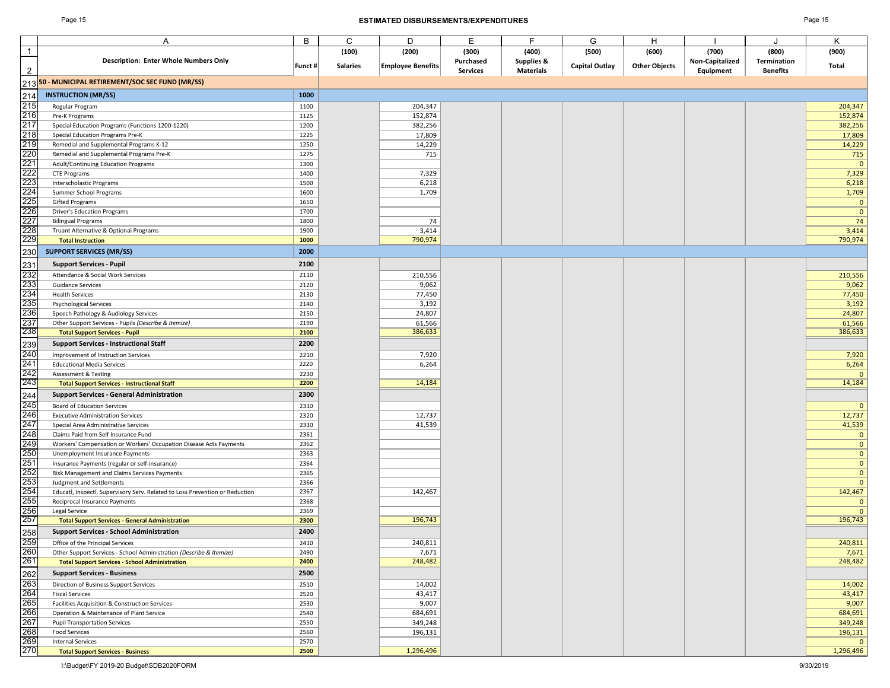# ESTIMATED DISBURSEMENTS/EXPENDITURES

| | A | B | C | D | E | F | G | H | I | J | K |
|---|---|---|---|---|---|---|---|---|---|---|---|
| 1 | Description: Enter Whole Numbers Only | Funct # | (100) | (200) | (300) | (400) | (500) | (600) | (700) | (800) | (900) |
| 2 | | | Salaries | Employee Benefits | Purchased Services | Supplies & Materials | Capital Outlay | Other Objects | Non-Capitalized Equipment | Termination Benefits | Total |
| 213 | **50 - MUNICIPAL RETIREMENT/SOC SEC FUND (MR/SS)** | | | | | | | | | | |
| 214 | **INSTRUCTION (MR/SS)** | **1000** | | | | | | | | | |
| 215 | Regular Program | 1100 | | 204,347 | | | | | | | 204,347 |
| 216 | Pre-K Programs | 1125 | | 152,874 | | | | | | | 152,874 |
| 217 | Special Education Programs (Functions 1200-1220) | 1200 | | 382,256 | | | | | | | 382,256 |
| 218 | Special Education Programs Pre-K | 1225 | | 17,809 | | | | | | | 17,809 |
| 219 | Remedial and Supplemental Programs K-12 | 1250 | | 14,229 | | | | | | | 14,229 |
| 220 | Remedial and Supplemental Programs Pre-K | 1275 | | 715 | | | | | | | 715 |
| 221 | Adult/Continuing Education Programs | 1300 | | | | | | | | | 0 |
| 222 | CTE Programs | 1400 | | 7,329 | | | | | | | 7,329 |
| 223 | Interscholastic Programs | 1500 | | 6,218 | | | | | | | 6,218 |
| 224 | Summer School Programs | 1600 | | 1,709 | | | | | | | 1,709 |
| 225 | Gifted Programs | 1650 | | | | | | | | | 0 |
| 226 | Driver's Education Programs | 1700 | | | | | | | | | 0 |
| 227 | Bilingual Programs | 1800 | | 74 | | | | | | | 74 |
| 228 | Truant Alternative & Optional Programs | 1900 | | 3,414 | | | | | | | 3,414 |
| 229 | **Total Instruction** | **1000** | | 790,974 | | | | | | | 790,974 |
| 230 | **SUPPORT SERVICES (MR/SS)** | **2000** | | | | | | | | | |
| 231 | **Support Services - Pupil** | **2100** | | | | | | | | | |
| 232 | Attendance & Social Work Services | 2110 | | 210,556 | | | | | | | 210,556 |
| 233 | Guidance Services | 2120 | | 9,062 | | | | | | | 9,062 |
| 234 | Health Services | 2130 | | 77,450 | | | | | | | 77,450 |
| 235 | Psychological Services | 2140 | | 3,192 | | | | | | | 3,192 |
| 236 | Speech Pathology & Audiology Services | 2150 | | 24,807 | | | | | | | 24,807 |
| 237 | Other Support Services - Pupils *(Describe & Itemize)* | 2190 | | 61,566 | | | | | | | 61,566 |
| 238 | **Total Support Services - Pupil** | **2100** | | 386,633 | | | | | | | 386,633 |
| 239 | **Support Services - Instructional Staff** | **2200** | | | | | | | | | |
| 240 | Improvement of Instruction Services | 2210 | | 7,920 | | | | | | | 7,920 |
| 241 | Educational Media Services | 2220 | | 6,264 | | | | | | | 6,264 |
| 242 | Assessment & Testing | 2230 | | | | | | | | | 0 |
| 243 | **Total Support Services - Instructional Staff** | **2200** | | 14,184 | | | | | | | 14,184 |
| 244 | **Support Services - General Administration** | **2300** | | | | | | | | | |
| 245 | Board of Education Services | 2310 | | | | | | | | | 0 |
| 246 | Executive Administration Services | 2320 | | 12,737 | | | | | | | 12,737 |
| 247 | Special Area Administrative Services | 2330 | | 41,539 | | | | | | | 41,539 |
| 248 | Claims Paid from Self Insurance Fund | 2361 | | | | | | | | | 0 |
| 249 | Workers' Compensation or Workers' Occupation Disease Acts Payments | 2362 | | | | | | | | | 0 |
| 250 | Unemployment Insurance Payments | 2363 | | | | | | | | | 0 |
| 251 | Insurance Payments (regular or self-insurance) | 2364 | | | | | | | | | 0 |
| 252 | Risk Management and Claims Services Payments | 2365 | | | | | | | | | 0 |
| 253 | Judgment and Settlements | 2366 | | | | | | | | | 0 |
| 254 | Educatl, Inspectl, Supervisory Serv. Related to Loss Prevention or Reduction | 2367 | | 142,467 | | | | | | | 142,467 |
| 255 | Reciprocal Insurance Payments | 2368 | | | | | | | | | 0 |
| 256 | Legal Service | 2369 | | | | | | | | | 0 |
| 257 | **Total Support Services - General Administration** | **2300** | | 196,743 | | | | | | | 196,743 |
| 258 | **Support Services - School Administration** | **2400** | | | | | | | | | |
| 259 | Office of the Principal Services | 2410 | | 240,811 | | | | | | | 240,811 |
| 260 | Other Support Services - School Administration *(Describe & Itemize)* | 2490 | | 7,671 | | | | | | | 7,671 |
| 261 | **Total Support Services - School Administration** | **2400** | | 248,482 | | | | | | | 248,482 |
| 262 | **Support Services - Business** | **2500** | | | | | | | | | |
| 263 | Direction of Business Support Services | 2510 | | 14,002 | | | | | | | 14,002 |
| 264 | Fiscal Services | 2520 | | 43,417 | | | | | | | 43,417 |
| 265 | Facilities Acquisition & Construction Services | 2530 | | 9,007 | | | | | | | 9,007 |
| 266 | Operation & Maintenance of Plant Service | 2540 | | 684,691 | | | | | | | 684,691 |
| 267 | Pupil Transportation Services | 2550 | | 349,248 | | | | | | | 349,248 |
| 268 | Food Services | 2560 | | 196,131 | | | | | | | 196,131 |
| 269 | Internal Services | 2570 | | | | | | | | | 0 |
| 270 | **Total Support Services - Business** | **2500** | | 1,296,496 | | | | | | | 1,296,496 |

I:\Budget\FY 2019-20 Budget\SDB2020FORM

9/30/2019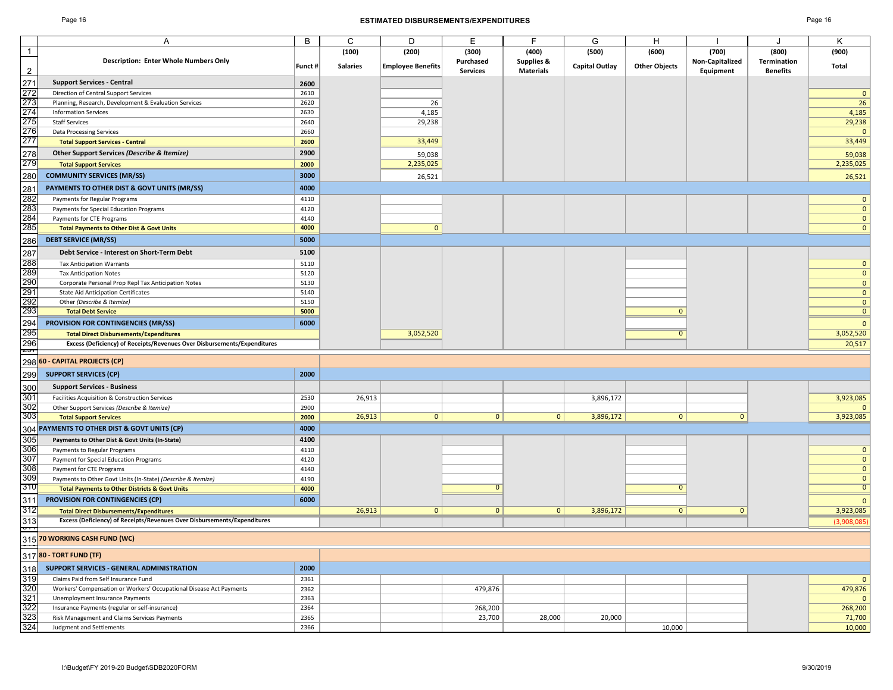## ESTIMATED DISBURSEMENTS/EXPENDITURES

| | A | B | C | D | E | F | G | H | I | J | K |
|---|---|---|---|---|---|---|---|---|---|---|---|
| 1 | | | (100) | (200) | (300) | (400) | (500) | (600) | (700) | (800) | (900) |
| 2 | **Description: Enter Whole Numbers Only** | **Funct #** | **Salaries** | **Employee Benefits** | **Purchased Services** | **Supplies & Materials** | **Capital Outlay** | **Other Objects** | **Non-Capitalized Equipment** | **Termination Benefits** | **Total** |
| 271 | **Support Services - Central** | **2600** | | | | | | | | | |
| 272 | Direction of Central Support Services | 2610 | | | | | | | | | 0 |
| 273 | Planning, Research, Development & Evaluation Services | 2620 | | 26 | | | | | | | 26 |
| 274 | Information Services | 2630 | | 4,185 | | | | | | | 4,185 |
| 275 | Staff Services | 2640 | | 29,238 | | | | | | | 29,238 |
| 276 | Data Processing Services | 2660 | | | | | | | | | 0 |
| 277 | **Total Support Services - Central** | **2600** | | 33,449 | | | | | | | 33,449 |
| 278 | **Other Support Services *(Describe & Itemize)*** | **2900** | | 59,038 | | | | | | | 59,038 |
| 279 | **Total Support Services** | **2000** | | 2,235,025 | | | | | | | 2,235,025 |
| 280 | **COMMUNITY SERVICES (MR/SS)** | **3000** | | 26,521 | | | | | | | 26,521 |
| 281 | **PAYMENTS TO OTHER DIST & GOVT UNITS (MR/SS)** | **4000** | | | | | | | | | |
| 282 | Payments for Regular Programs | 4110 | | | | | | | | | 0 |
| 283 | Payments for Special Education Programs | 4120 | | | | | | | | | 0 |
| 284 | Payments for CTE Programs | 4140 | | | | | | | | | 0 |
| 285 | **Total Payments to Other Dist & Govt Units** | **4000** | | 0 | | | | | | | 0 |
| 286 | **DEBT SERVICE (MR/SS)** | **5000** | | | | | | | | | |
| 287 | **Debt Service - Interest on Short-Term Debt** | **5100** | | | | | | | | | |
| 288 | Tax Anticipation Warrants | 5110 | | | | | | | | | 0 |
| 289 | Tax Anticipation Notes | 5120 | | | | | | | | | 0 |
| 290 | Corporate Personal Prop Repl Tax Anticipation Notes | 5130 | | | | | | | | | 0 |
| 291 | State Aid Anticipation Certificates | 5140 | | | | | | | | | 0 |
| 292 | Other *(Describe & Itemize)* | 5150 | | | | | | | | | 0 |
| 293 | **Total Debt Service** | **5000** | | | | | | 0 | | | 0 |
| 294 | **PROVISION FOR CONTINGENCIES (MR/SS)** | **6000** | | | | | | | | | 0 |
| 295 | **Total Direct Disbursements/Expenditures** | | | 3,052,520 | | | | 0 | | | 3,052,520 |
| 296 | **Excess (Deficiency) of Receipts/Revenues Over Disbursements/Expenditures** | | | | | | | | | | 20,517 |
| 298 | **60 - CAPITAL PROJECTS (CP)** | | | | | | | | | | |
| 299 | **SUPPORT SERVICES (CP)** | **2000** | | | | | | | | | |
| 300 | **Support Services - Business** | | | | | | | | | | |
| 301 | Facilities Acquisition & Construction Services | 2530 | 26,913 | | | | 3,896,172 | | | | 3,923,085 |
| 302 | Other Support Services *(Describe & Itemize)* | 2900 | | | | | | | | | 0 |
| 303 | **Total Support Services** | **2000** | 26,913 | 0 | 0 | 0 | 3,896,172 | 0 | 0 | | 3,923,085 |
| 304 | **PAYMENTS TO OTHER DIST & GOVT UNITS (CP)** | **4000** | | | | | | | | | |
| 305 | **Payments to Other Dist & Govt Units (In-State)** | **4100** | | | | | | | | | |
| 306 | Payments to Regular Programs | 4110 | | | | | | | | | 0 |
| 307 | Payment for Special Education Programs | 4120 | | | | | | | | | 0 |
| 308 | Payment for CTE Programs | 4140 | | | | | | | | | 0 |
| 309 | Payments to Other Govt Units (In-State) *(Describe & Itemize)* | 4190 | | | | | | | | | 0 |
| 310 | **Total Payments to Other Districts & Govt Units** | **4000** | | | 0 | | | 0 | | | 0 |
| 311 | **PROVISION FOR CONTINGENCIES (CP)** | **6000** | | | | | | | | | 0 |
| 312 | **Total Direct Disbursements/Expenditures** | | 26,913 | 0 | 0 | 0 | 3,896,172 | 0 | 0 | | 3,923,085 |
| 313 | **Excess (Deficiency) of Receipts/Revenues Over Disbursements/Expenditures** | | | | | | | | | | (3,908,085) |
| 315 | **70 WORKING CASH FUND (WC)** | | | | | | | | | | |
| 317 | **80 - TORT FUND (TF)** | | | | | | | | | | |
| 318 | **SUPPORT SERVICES - GENERAL ADMINISTRATION** | **2000** | | | | | | | | | |
| 319 | Claims Paid from Self Insurance Fund | 2361 | | | | | | | | | 0 |
| 320 | Workers' Compensation or Workers' Occupational Disease Act Payments | 2362 | | | 479,876 | | | | | | 479,876 |
| 321 | Unemployment Insurance Payments | 2363 | | | | | | | | | 0 |
| 322 | Insurance Payments (regular or self-insurance) | 2364 | | | 268,200 | | | | | | 268,200 |
| 323 | Risk Management and Claims Services Payments | 2365 | | | 23,700 | 28,000 | 20,000 | | | | 71,700 |
| 324 | Judgment and Settlements | 2366 | | | | | | 10,000 | | | 10,000 |

I:\Budget\FY 2019-20 Budget\SDB2020FORM — 9/30/2019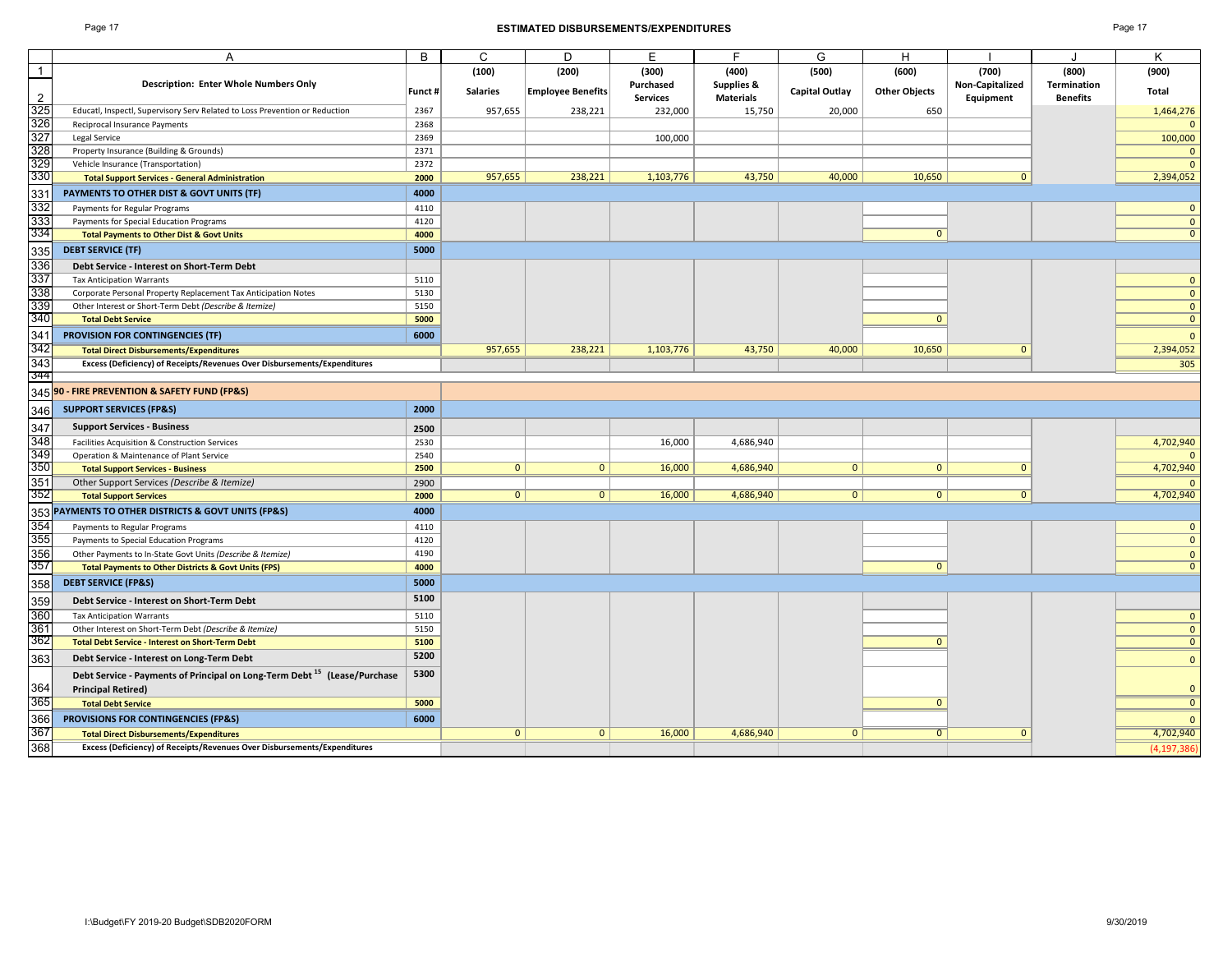## ESTIMATED DISBURSEMENTS/EXPENDITURES

| | A | B | C | D | E | F | G | H | I | J | K |
|---|---|---|---|---|---|---|---|---|---|---|---|
| 1 | | | (100) | (200) | (300) | (400) | (500) | (600) | (700) | (800) | (900) |
| 2 | Description: Enter Whole Numbers Only | Funct # | Salaries | Employee Benefits | Purchased Services | Supplies & Materials | Capital Outlay | Other Objects | Non-Capitalized Equipment | Termination Benefits | Total |
| 325 | Educatl, Inspectl, Supervisory Serv Related to Loss Prevention or Reduction | 2367 | 957,655 | 238,221 | 232,000 | 15,750 | 20,000 | 650 | | | 1,464,276 |
| 326 | Reciprocal Insurance Payments | 2368 | | | | | | | | | 0 |
| 327 | Legal Service | 2369 | | | 100,000 | | | | | | 100,000 |
| 328 | Property Insurance (Building & Grounds) | 2371 | | | | | | | | | 0 |
| 329 | Vehicle Insurance (Transportation) | 2372 | | | | | | | | | 0 |
| 330 | **Total Support Services - General Administration** | 2000 | 957,655 | 238,221 | 1,103,776 | 43,750 | 40,000 | 10,650 | 0 | | 2,394,052 |
| 331 | **PAYMENTS TO OTHER DIST & GOVT UNITS (TF)** | 4000 | | | | | | | | | |
| 332 | Payments for Regular Programs | 4110 | | | | | | | | | 0 |
| 333 | Payments for Special Education Programs | 4120 | | | | | | | | | 0 |
| 334 | **Total Payments to Other Dist & Govt Units** | 4000 | | | | | | 0 | | | 0 |
| 335 | **DEBT SERVICE (TF)** | 5000 | | | | | | | | | |
| 336 | **Debt Service - Interest on Short-Term Debt** | | | | | | | | | | |
| 337 | Tax Anticipation Warrants | 5110 | | | | | | | | | 0 |
| 338 | Corporate Personal Property Replacement Tax Anticipation Notes | 5130 | | | | | | | | | 0 |
| 339 | Other Interest or Short-Term Debt *(Describe & Itemize)* | 5150 | | | | | | | | | 0 |
| 340 | **Total Debt Service** | 5000 | | | | | | 0 | | | 0 |
| 341 | **PROVISION FOR CONTINGENCIES (TF)** | 6000 | | | | | | | | | 0 |
| 342 | **Total Direct Disbursements/Expenditures** | | 957,655 | 238,221 | 1,103,776 | 43,750 | 40,000 | 10,650 | 0 | | 2,394,052 |
| 343 | **Excess (Deficiency) of Receipts/Revenues Over Disbursements/Expenditures** | | | | | | | | | | 305 |
| 344 | | | | | | | | | | | |
| 345 | **90 - FIRE PREVENTION & SAFETY FUND (FP&S)** | | | | | | | | | | |
| 346 | **SUPPORT SERVICES (FP&S)** | 2000 | | | | | | | | | |
| 347 | **Support Services - Business** | 2500 | | | | | | | | | |
| 348 | Facilities Acquisition & Construction Services | 2530 | | | 16,000 | 4,686,940 | | | | | 4,702,940 |
| 349 | Operation & Maintenance of Plant Service | 2540 | | | | | | | | | 0 |
| 350 | **Total Support Services - Business** | 2500 | 0 | 0 | 16,000 | 4,686,940 | 0 | 0 | 0 | | 4,702,940 |
| 351 | Other Support Services *(Describe & Itemize)* | 2900 | | | | | | | | | 0 |
| 352 | **Total Support Services** | 2000 | 0 | 0 | 16,000 | 4,686,940 | 0 | 0 | 0 | | 4,702,940 |
| 353 | **PAYMENTS TO OTHER DISTRICTS & GOVT UNITS (FP&S)** | 4000 | | | | | | | | | |
| 354 | Payments to Regular Programs | 4110 | | | | | | | | | 0 |
| 355 | Payments to Special Education Programs | 4120 | | | | | | | | | 0 |
| 356 | Other Payments to In-State Govt Units *(Describe & Itemize)* | 4190 | | | | | | | | | 0 |
| 357 | **Total Payments to Other Districts & Govt Units (FPS)** | 4000 | | | | | | 0 | | | 0 |
| 358 | **DEBT SERVICE (FP&S)** | 5000 | | | | | | | | | |
| 359 | **Debt Service - Interest on Short-Term Debt** | 5100 | | | | | | | | | |
| 360 | Tax Anticipation Warrants | 5110 | | | | | | | | | 0 |
| 361 | Other Interest on Short-Term Debt *(Describe & Itemize)* | 5150 | | | | | | | | | 0 |
| 362 | **Total Debt Service - Interest on Short-Term Debt** | 5100 | | | | | | 0 | | | 0 |
| 363 | **Debt Service - Interest on Long-Term Debt** | 5200 | | | | | | | | | 0 |
| 364 | **Debt Service - Payments of Principal on Long-Term Debt [15] (Lease/Purchase Principal Retired)** | 5300 | | | | | | | | | 0 |
| 365 | **Total Debt Service** | 5000 | | | | | | 0 | | | 0 |
| 366 | **PROVISIONS FOR CONTINGENCIES (FP&S)** | 6000 | | | | | | | | | 0 |
| 367 | **Total Direct Disbursements/Expenditures** | | 0 | 0 | 16,000 | 4,686,940 | 0 | 0 | 0 | | 4,702,940 |
| 368 | **Excess (Deficiency) of Receipts/Revenues Over Disbursements/Expenditures** | | | | | | | | | | (4,197,386) |

I:\Budget\FY 2019-20 Budget\SDB2020FORM 9/30/2019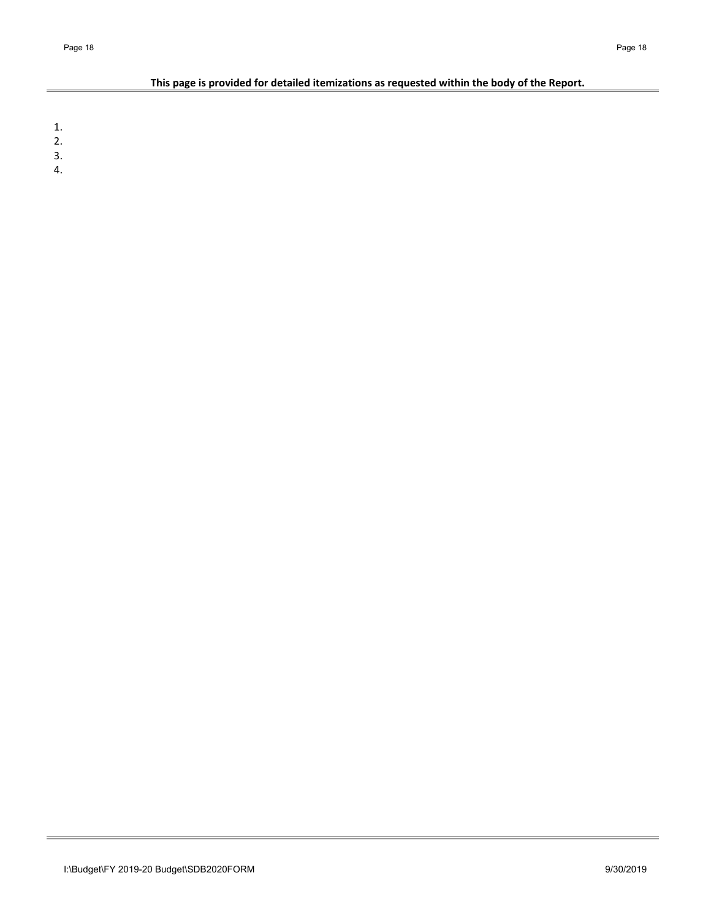**This page is provided for detailed itemizations as requested within the body of the Report.**

1.
2.
3.
4.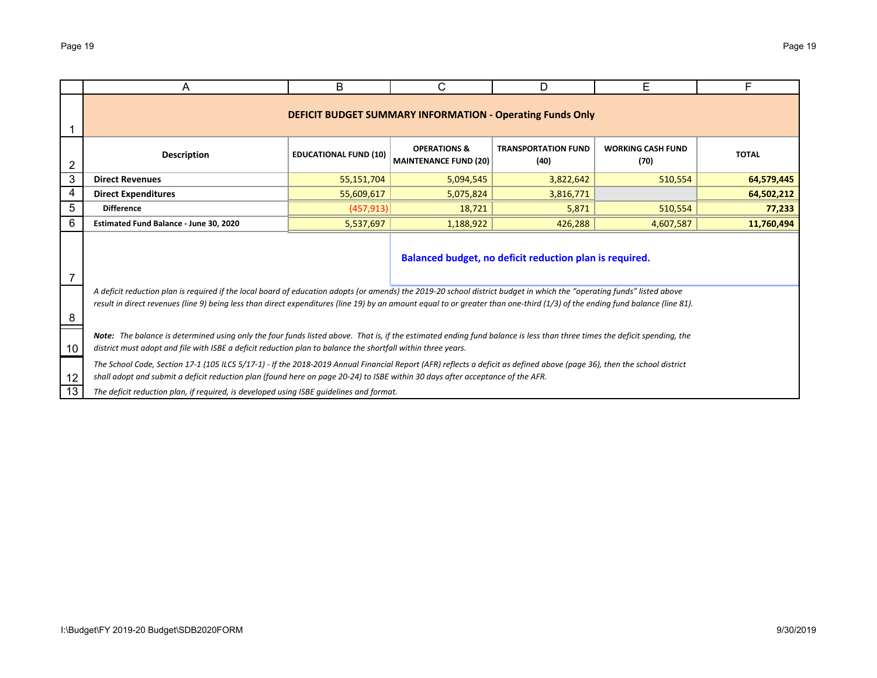## DEFICIT BUDGET SUMMARY INFORMATION - Operating Funds Only

| Description | EDUCATIONAL FUND (10) | OPERATIONS & MAINTENANCE FUND (20) | TRANSPORTATION FUND (40) | WORKING CASH FUND (70) | TOTAL |
|---|---|---|---|---|---|
| **Direct Revenues** | 55,151,704 | 5,094,545 | 3,822,642 | 510,554 | **64,579,445** |
| **Direct Expenditures** | 55,609,617 | 5,075,824 | 3,816,771 | | **64,502,212** |
| **Difference** | (457,913) | 18,721 | 5,871 | 510,554 | **77,233** |
| **Estimated Fund Balance - June 30, 2020** | 5,537,697 | 1,188,922 | 426,288 | 4,607,587 | **11,760,494** |

**Balanced budget, no deficit reduction plan is required.**

*A deficit reduction plan is required if the local board of education adopts (or amends) the 2019-20 school district budget in which the "operating funds" listed above result in direct revenues (line 9) being less than direct expenditures (line 19) by an amount equal to or greater than one-third (1/3) of the ending fund balance (line 81).*

***Note:*** *The balance is determined using only the four funds listed above. That is, if the estimated ending fund balance is less than three times the deficit spending, the district must adopt and file with ISBE a deficit reduction plan to balance the shortfall within three years.*

*The School Code, Section 17-1 (105 ILCS 5/17-1) - If the 2018-2019 Annual Financial Report (AFR) reflects a deficit as defined above (page 36), then the school district shall adopt and submit a deficit reduction plan (found here on page 20-24) to ISBE within 30 days after acceptance of the AFR.*

*The deficit reduction plan, if required, is developed using ISBE guidelines and format.*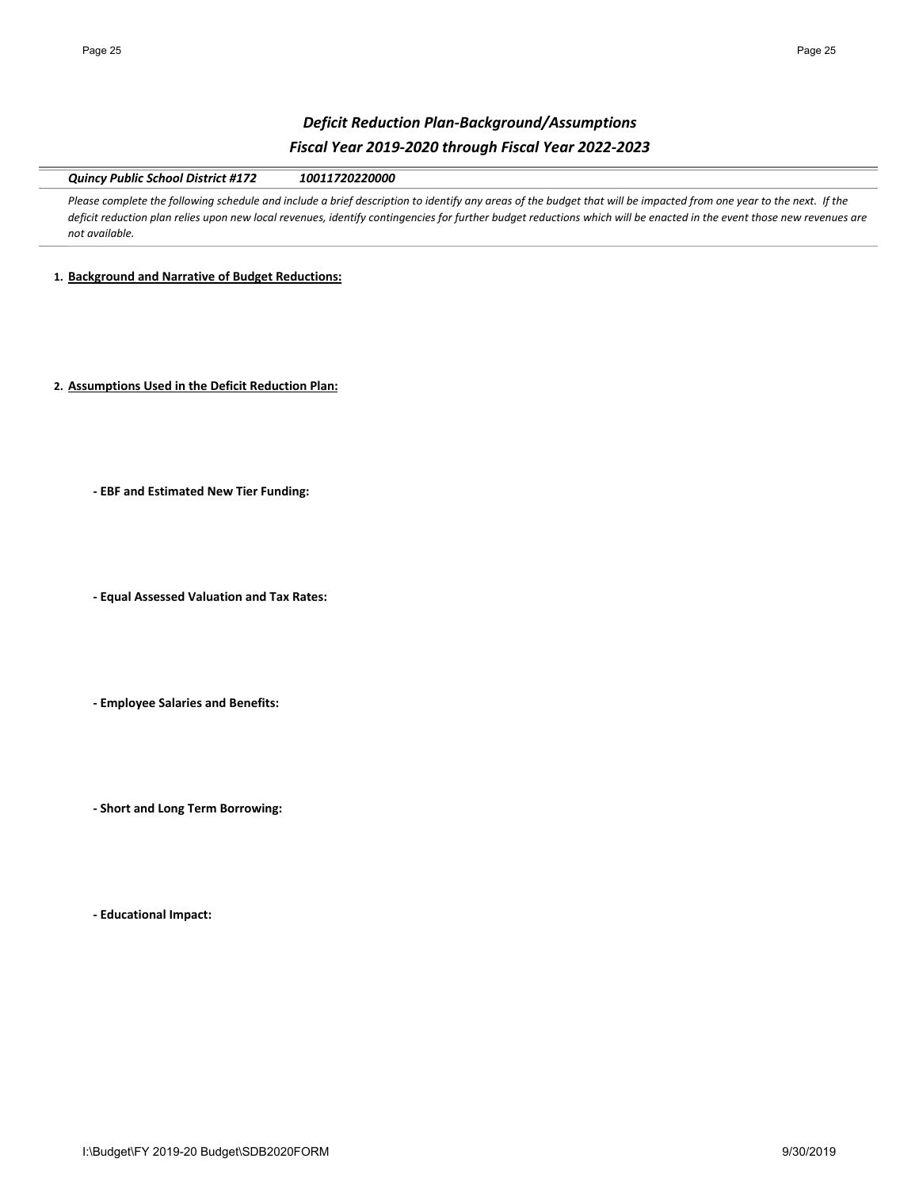## *Deficit Reduction Plan-Background/Assumptions*
## *Fiscal Year 2019-2020 through Fiscal Year 2022-2023*

***Quincy Public School District #172*** ***10011720220000***

*Please complete the following schedule and include a brief description to identify any areas of the budget that will be impacted from one year to the next. If the deficit reduction plan relies upon new local revenues, identify contingencies for further budget reductions which will be enacted in the event those new revenues are not available.*

**1. Background and Narrative of Budget Reductions:**

**2. Assumptions Used in the Deficit Reduction Plan:**

**- EBF and Estimated New Tier Funding:**

**- Equal Assessed Valuation and Tax Rates:**

**- Employee Salaries and Benefits:**

**- Short and Long Term Borrowing:**

**- Educational Impact:**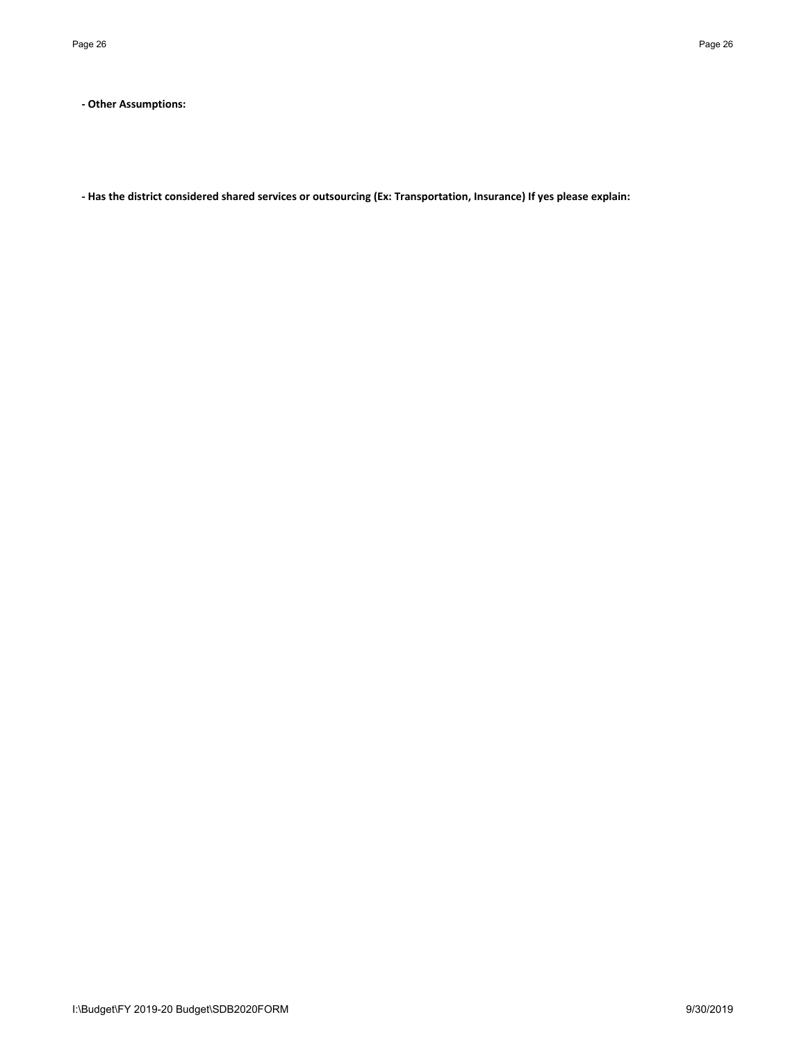**- Other Assumptions:**

**- Has the district considered shared services or outsourcing (Ex: Transportation, Insurance) If yes please explain:**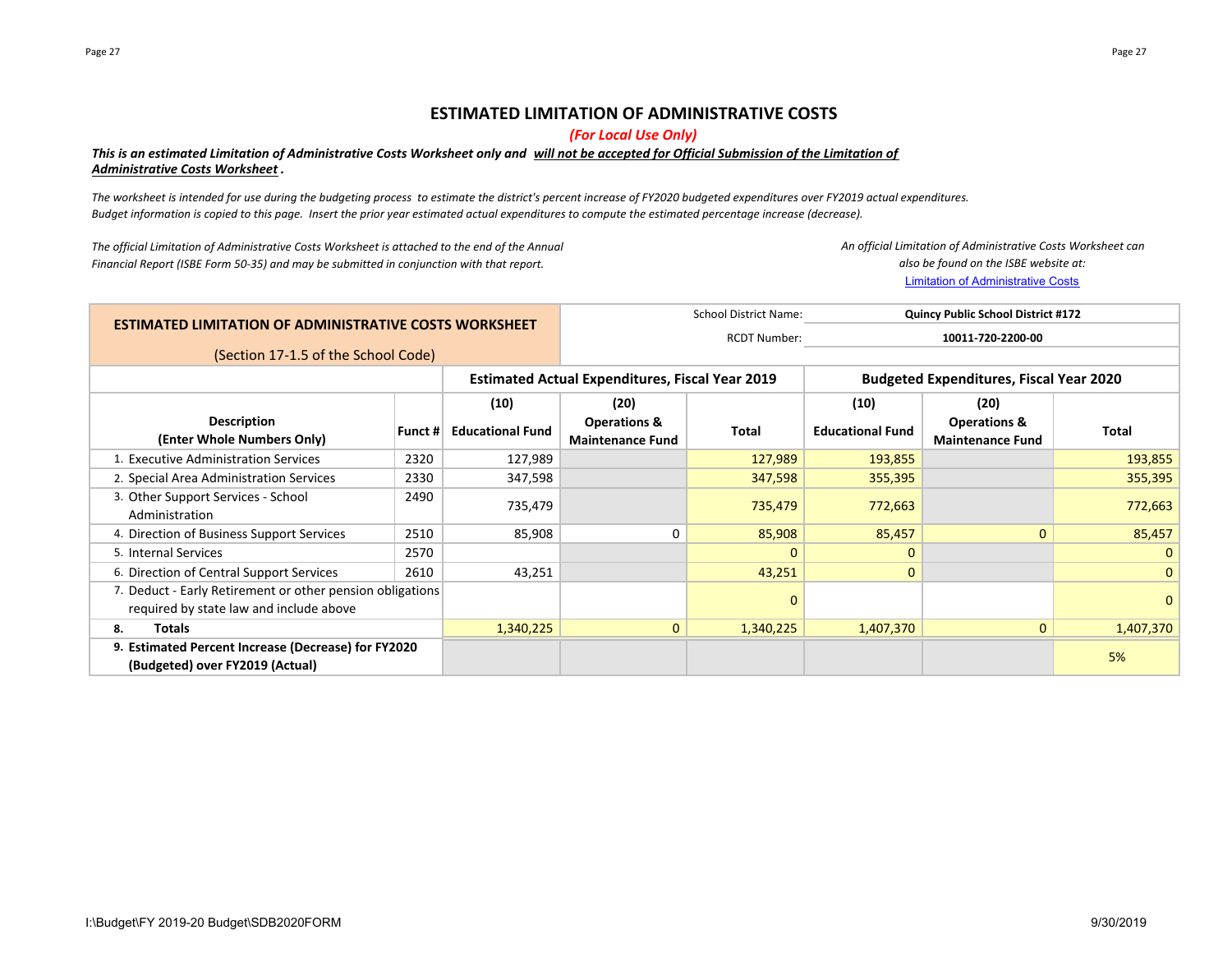# ESTIMATED LIMITATION OF ADMINISTRATIVE COSTS

*(For Local Use Only)*

***This is an estimated Limitation of Administrative Costs Worksheet only and will not be accepted for Official Submission of the Limitation of Administrative Costs Worksheet.***

*The worksheet is intended for use during the budgeting process to estimate the district's percent increase of FY2020 budgeted expenditures over FY2019 actual expenditures. Budget information is copied to this page. Insert the prior year estimated actual expenditures to compute the estimated percentage increase (decrease).*

*The official Limitation of Administrative Costs Worksheet is attached to the end of the Annual Financial Report (ISBE Form 50-35) and may be submitted in conjunction with that report.*

*An official Limitation of Administrative Costs Worksheet can also be found on the ISBE website at:* Limitation of Administrative Costs

**ESTIMATED LIMITATION OF ADMINISTRATIVE COSTS WORKSHEET**

(Section 17-1.5 of the School Code)

School District Name: **Quincy Public School District #172**

RCDT Number: **10011-720-2200-00**

| Description (Enter Whole Numbers Only) | Funct # | Estimated Actual Expenditures, Fiscal Year 2019 (10) Educational Fund | (20) Operations & Maintenance Fund | Total | Budgeted Expenditures, Fiscal Year 2020 (10) Educational Fund | (20) Operations & Maintenance Fund | Total |
|---|---|---|---|---|---|---|---|
| 1. Executive Administration Services | 2320 | 127,989 | | 127,989 | 193,855 | | 193,855 |
| 2. Special Area Administration Services | 2330 | 347,598 | | 347,598 | 355,395 | | 355,395 |
| 3. Other Support Services - School Administration | 2490 | 735,479 | | 735,479 | 772,663 | | 772,663 |
| 4. Direction of Business Support Services | 2510 | 85,908 | 0 | 85,908 | 85,457 | 0 | 85,457 |
| 5. Internal Services | 2570 | | | 0 | 0 | | 0 |
| 6. Direction of Central Support Services | 2610 | 43,251 | | 43,251 | 0 | | 0 |
| 7. Deduct - Early Retirement or other pension obligations required by state law and include above | | | | 0 | | | 0 |
| 8. **Totals** | | 1,340,225 | 0 | 1,340,225 | 1,407,370 | 0 | 1,407,370 |
| 9. **Estimated Percent Increase (Decrease) for FY2020 (Budgeted) over FY2019 (Actual)** | | | | | | | 5% |

I:\Budget\FY 2019-20 Budget\SDB2020FORM

9/30/2019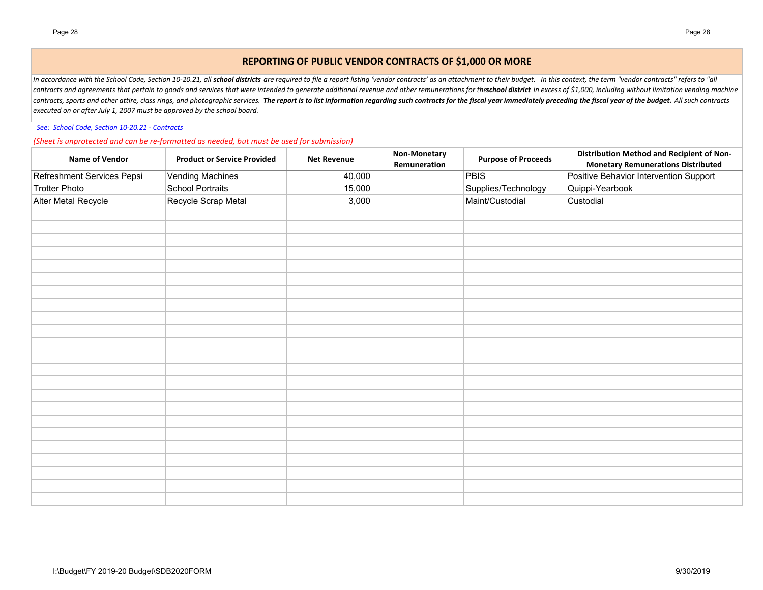## REPORTING OF PUBLIC VENDOR CONTRACTS OF $1,000 OR MORE

*In accordance with the School Code, Section 10-20.21, all **school districts** are required to file a report listing 'vendor contracts' as an attachment to their budget. In this context, the term "vendor contracts" refers to "all contracts and agreements that pertain to goods and services that were intended to generate additional revenue and other remunerations for the **school district** in excess of $1,000, including without limitation vending machine contracts, sports and other attire, class rings, and photographic services. **The report is to list information regarding such contracts for the fiscal year immediately preceding the fiscal year of the budget.** All such contracts executed on or after July 1, 2007 must be approved by the school board.*

*See: School Code, Section 10-20.21 - Contracts*

*(Sheet is unprotected and can be re-formatted as needed, but must be used for submission)*

| Name of Vendor | Product or Service Provided | Net Revenue | Non-Monetary Remuneration | Purpose of Proceeds | Distribution Method and Recipient of Non-Monetary Remunerations Distributed |
|---|---|---|---|---|---|
| Refreshment Services Pepsi | Vending Machines | 40,000 | | PBIS | Positive Behavior Intervention Support |
| Trotter Photo | School Portraits | 15,000 | | Supplies/Technology | Quippi-Yearbook |
| Alter Metal Recycle | Recycle Scrap Metal | 3,000 | | Maint/Custodial | Custodial |

I:\Budget\FY 2019-20 Budget\SDB2020FORM 9/30/2019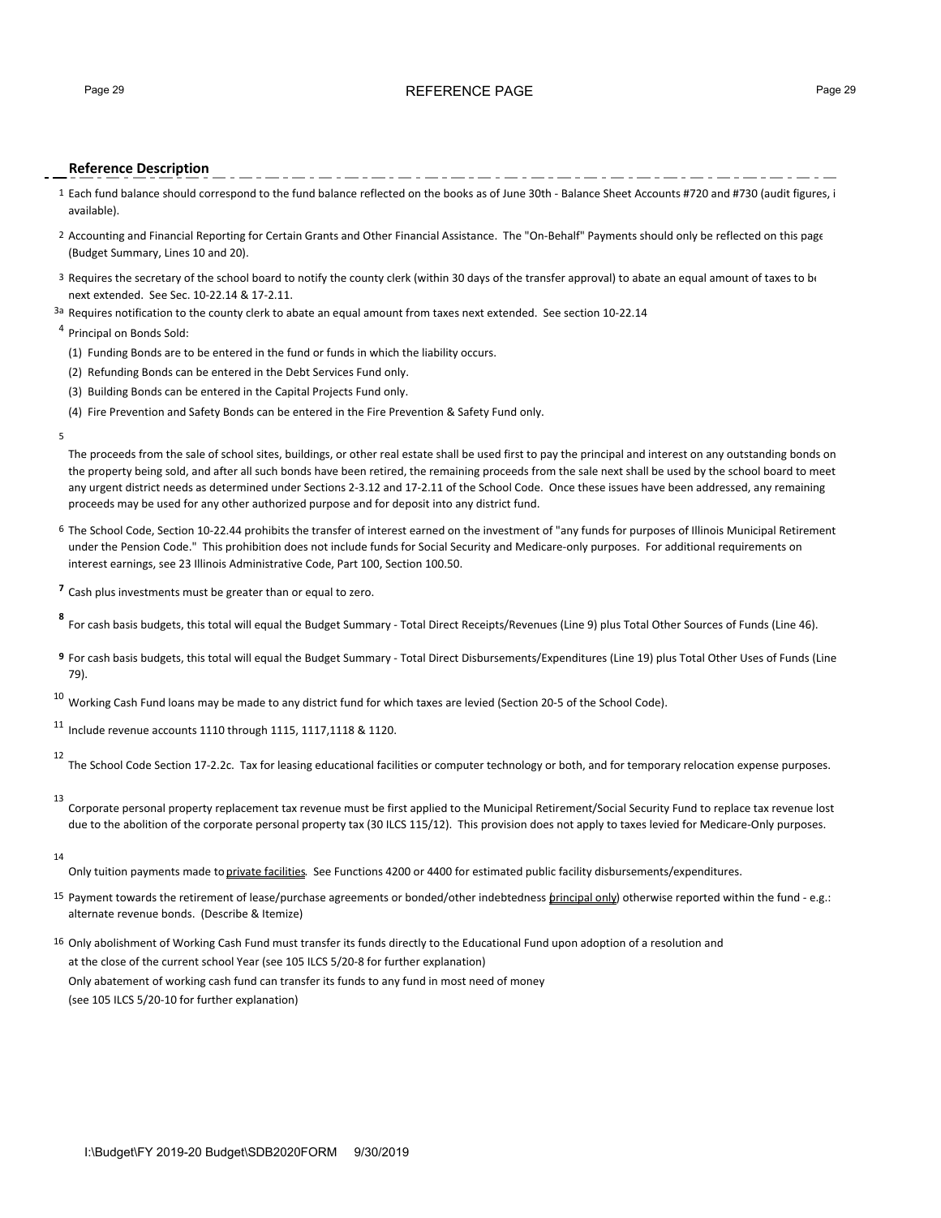# REFERENCE PAGE

## Reference Description

1 Each fund balance should correspond to the fund balance reflected on the books as of June 30th - Balance Sheet Accounts #720 and #730 (audit figures, i available).

2 Accounting and Financial Reporting for Certain Grants and Other Financial Assistance. The "On-Behalf" Payments should only be reflected on this page (Budget Summary, Lines 10 and 20).

3 Requires the secretary of the school board to notify the county clerk (within 30 days of the transfer approval) to abate an equal amount of taxes to be next extended. See Sec. 10-22.14 & 17-2.11.

3a Requires notification to the county clerk to abate an equal amount from taxes next extended. See section 10-22.14

4 Principal on Bonds Sold:

(1) Funding Bonds are to be entered in the fund or funds in which the liability occurs.

(2) Refunding Bonds can be entered in the Debt Services Fund only.

(3) Building Bonds can be entered in the Capital Projects Fund only.

(4) Fire Prevention and Safety Bonds can be entered in the Fire Prevention & Safety Fund only.

5 The proceeds from the sale of school sites, buildings, or other real estate shall be used first to pay the principal and interest on any outstanding bonds on the property being sold, and after all such bonds have been retired, the remaining proceeds from the sale next shall be used by the school board to meet any urgent district needs as determined under Sections 2-3.12 and 17-2.11 of the School Code. Once these issues have been addressed, any remaining proceeds may be used for any other authorized purpose and for deposit into any district fund.

6 The School Code, Section 10-22.44 prohibits the transfer of interest earned on the investment of "any funds for purposes of Illinois Municipal Retirement under the Pension Code." This prohibition does not include funds for Social Security and Medicare-only purposes. For additional requirements on interest earnings, see 23 Illinois Administrative Code, Part 100, Section 100.50.

**7** Cash plus investments must be greater than or equal to zero.

**8** For cash basis budgets, this total will equal the Budget Summary - Total Direct Receipts/Revenues (Line 9) plus Total Other Sources of Funds (Line 46).

**9** For cash basis budgets, this total will equal the Budget Summary - Total Direct Disbursements/Expenditures (Line 19) plus Total Other Uses of Funds (Line 79).

10 Working Cash Fund loans may be made to any district fund for which taxes are levied (Section 20-5 of the School Code).

11 Include revenue accounts 1110 through 1115, 1117,1118 & 1120.

12 The School Code Section 17-2.2c. Tax for leasing educational facilities or computer technology or both, and for temporary relocation expense purposes.

13 Corporate personal property replacement tax revenue must be first applied to the Municipal Retirement/Social Security Fund to replace tax revenue lost due to the abolition of the corporate personal property tax (30 ILCS 115/12). This provision does not apply to taxes levied for Medicare-Only purposes.

14 Only tuition payments made to private facilities. See Functions 4200 or 4400 for estimated public facility disbursements/expenditures.

15 Payment towards the retirement of lease/purchase agreements or bonded/other indebtedness (principal only) otherwise reported within the fund - e.g.: alternate revenue bonds. (Describe & Itemize)

16 Only abolishment of Working Cash Fund must transfer its funds directly to the Educational Fund upon adoption of a resolution and at the close of the current school Year (see 105 ILCS 5/20-8 for further explanation)
Only abatement of working cash fund can transfer its funds to any fund in most need of money
(see 105 ILCS 5/20-10 for further explanation)

I:\Budget\FY 2019-20 Budget\SDB2020FORM 9/30/2019